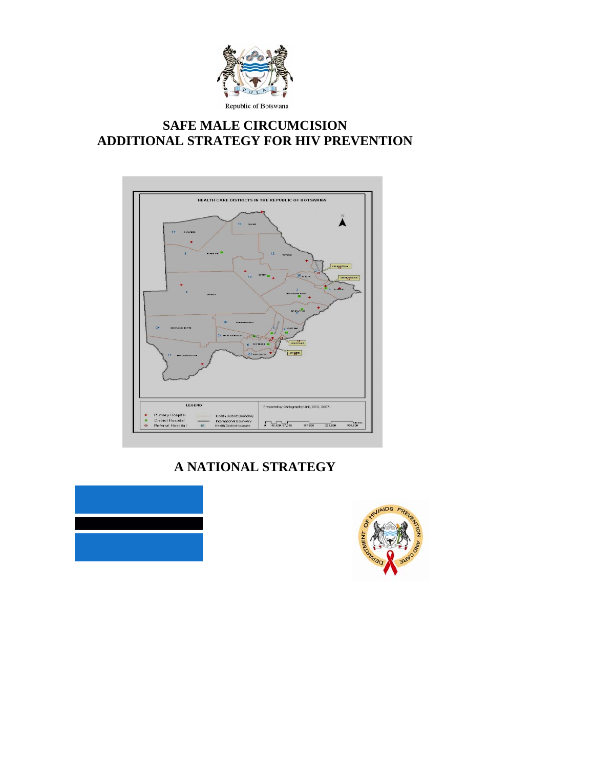Republic of Botswana

# SAFE MALE CIRCUMCISION
# ADDITIONAL STRATEGY FOR HIV PREVENTION

## A NATIONAL STRATEGY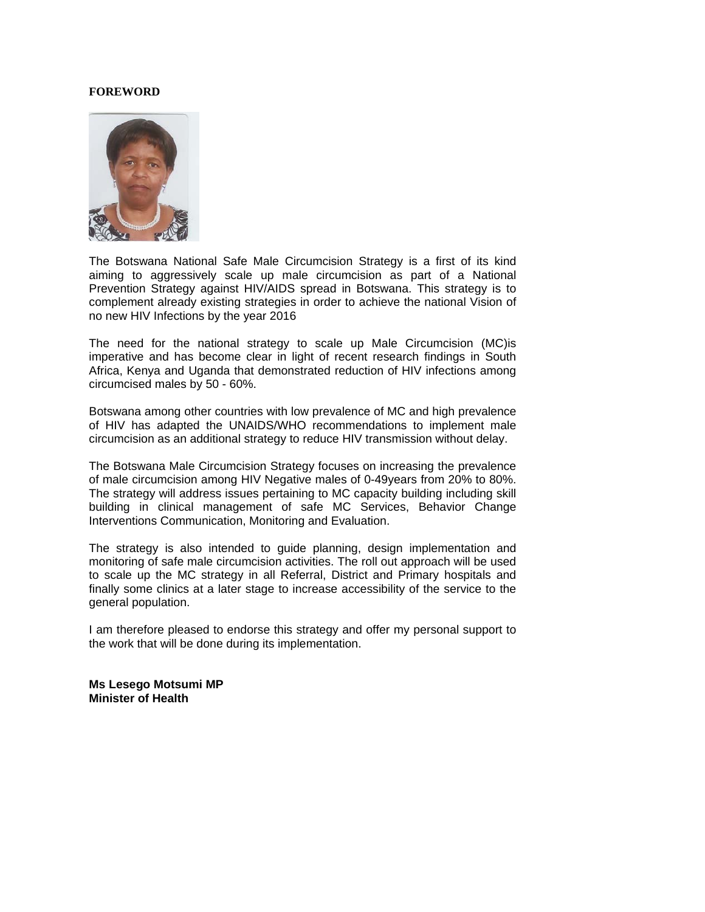**FOREWORD**

The Botswana National Safe Male Circumcision Strategy is a first of its kind aiming to aggressively scale up male circumcision as part of a National Prevention Strategy against HIV/AIDS spread in Botswana. This strategy is to complement already existing strategies in order to achieve the national Vision of no new HIV Infections by the year 2016

The need for the national strategy to scale up Male Circumcision (MC)is imperative and has become clear in light of recent research findings in South Africa, Kenya and Uganda that demonstrated reduction of HIV infections among circumcised males by 50 - 60%.

Botswana among other countries with low prevalence of MC and high prevalence of HIV has adapted the UNAIDS/WHO recommendations to implement male circumcision as an additional strategy to reduce HIV transmission without delay.

The Botswana Male Circumcision Strategy focuses on increasing the prevalence of male circumcision among HIV Negative males of 0-49years from 20% to 80%. The strategy will address issues pertaining to MC capacity building including skill building in clinical management of safe MC Services, Behavior Change Interventions Communication, Monitoring and Evaluation.

The strategy is also intended to guide planning, design implementation and monitoring of safe male circumcision activities. The roll out approach will be used to scale up the MC strategy in all Referral, District and Primary hospitals and finally some clinics at a later stage to increase accessibility of the service to the general population.

I am therefore pleased to endorse this strategy and offer my personal support to the work that will be done during its implementation.

**Ms Lesego Motsumi MP**
**Minister of Health**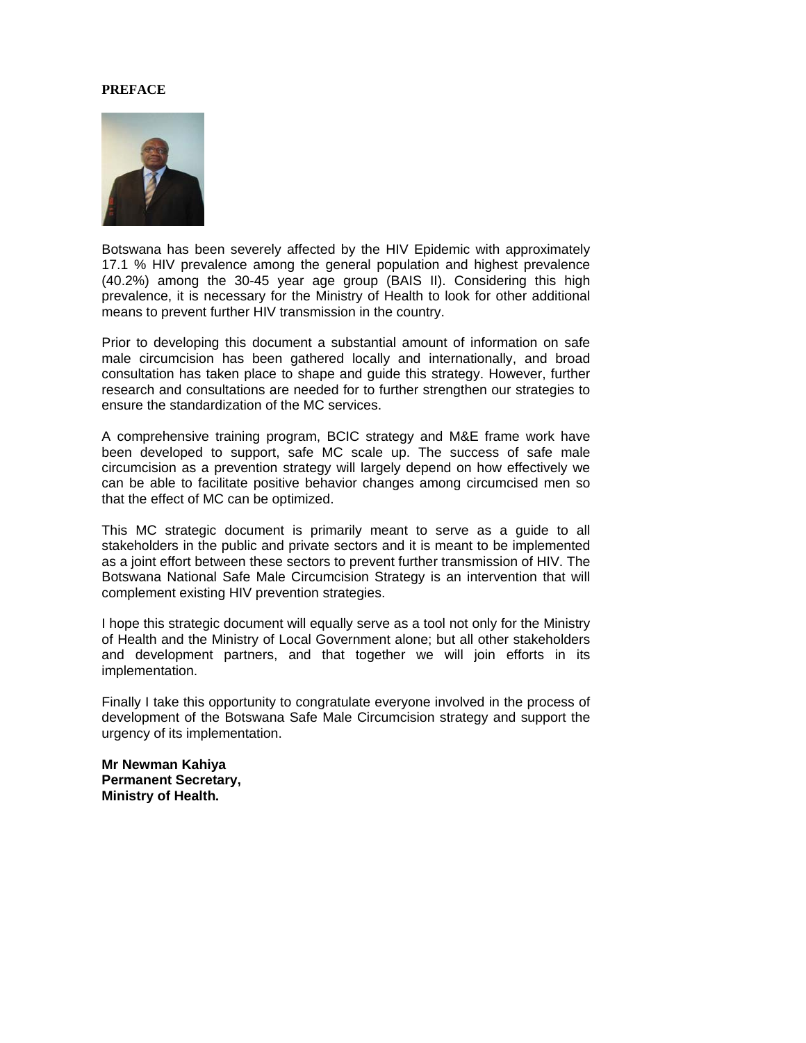**PREFACE**

Botswana has been severely affected by the HIV Epidemic with approximately 17.1 % HIV prevalence among the general population and highest prevalence (40.2%) among the 30-45 year age group (BAIS II). Considering this high prevalence, it is necessary for the Ministry of Health to look for other additional means to prevent further HIV transmission in the country.

Prior to developing this document a substantial amount of information on safe male circumcision has been gathered locally and internationally, and broad consultation has taken place to shape and guide this strategy. However, further research and consultations are needed for to further strengthen our strategies to ensure the standardization of the MC services.

A comprehensive training program, BCIC strategy and M&E frame work have been developed to support, safe MC scale up. The success of safe male circumcision as a prevention strategy will largely depend on how effectively we can be able to facilitate positive behavior changes among circumcised men so that the effect of MC can be optimized.

This MC strategic document is primarily meant to serve as a guide to all stakeholders in the public and private sectors and it is meant to be implemented as a joint effort between these sectors to prevent further transmission of HIV. The Botswana National Safe Male Circumcision Strategy is an intervention that will complement existing HIV prevention strategies.

I hope this strategic document will equally serve as a tool not only for the Ministry of Health and the Ministry of Local Government alone; but all other stakeholders and development partners, and that together we will join efforts in its implementation.

Finally I take this opportunity to congratulate everyone involved in the process of development of the Botswana Safe Male Circumcision strategy and support the urgency of its implementation.

**Mr Newman Kahiya**
**Permanent Secretary,**
**Ministry of Health.**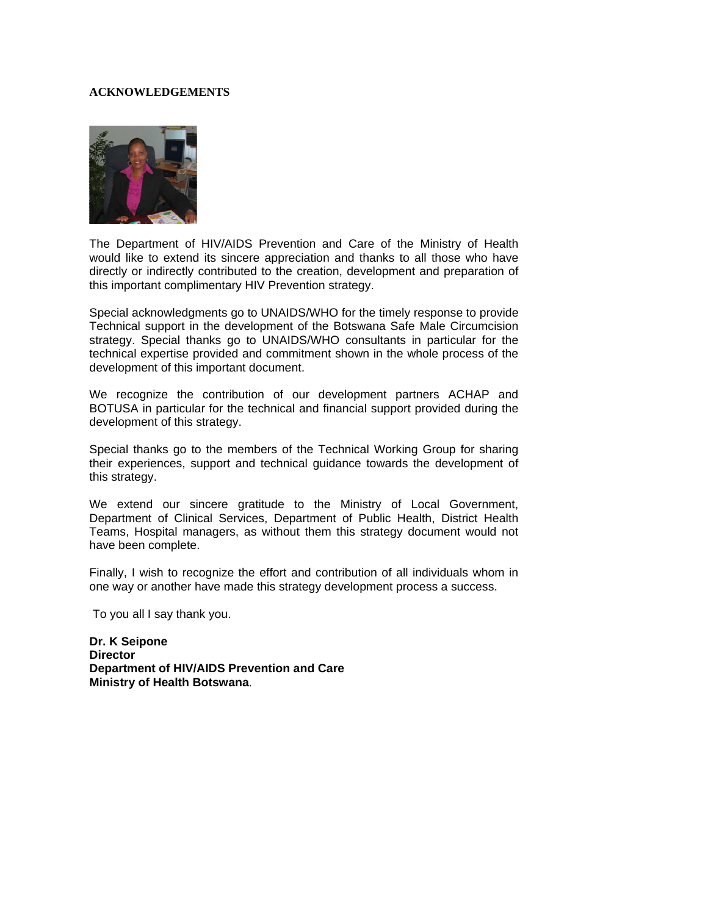# ACKNOWLEDGEMENTS

The Department of HIV/AIDS Prevention and Care of the Ministry of Health would like to extend its sincere appreciation and thanks to all those who have directly or indirectly contributed to the creation, development and preparation of this important complimentary HIV Prevention strategy.

Special acknowledgments go to UNAIDS/WHO for the timely response to provide Technical support in the development of the Botswana Safe Male Circumcision strategy. Special thanks go to UNAIDS/WHO consultants in particular for the technical expertise provided and commitment shown in the whole process of the development of this important document.

We recognize the contribution of our development partners ACHAP and BOTUSA in particular for the technical and financial support provided during the development of this strategy.

Special thanks go to the members of the Technical Working Group for sharing their experiences, support and technical guidance towards the development of this strategy.

We extend our sincere gratitude to the Ministry of Local Government, Department of Clinical Services, Department of Public Health, District Health Teams, Hospital managers, as without them this strategy document would not have been complete.

Finally, I wish to recognize the effort and contribution of all individuals whom in one way or another have made this strategy development process a success.

To you all I say thank you.

**Dr. K Seipone**
**Director**
**Department of HIV/AIDS Prevention and Care**
**Ministry of Health Botswana**.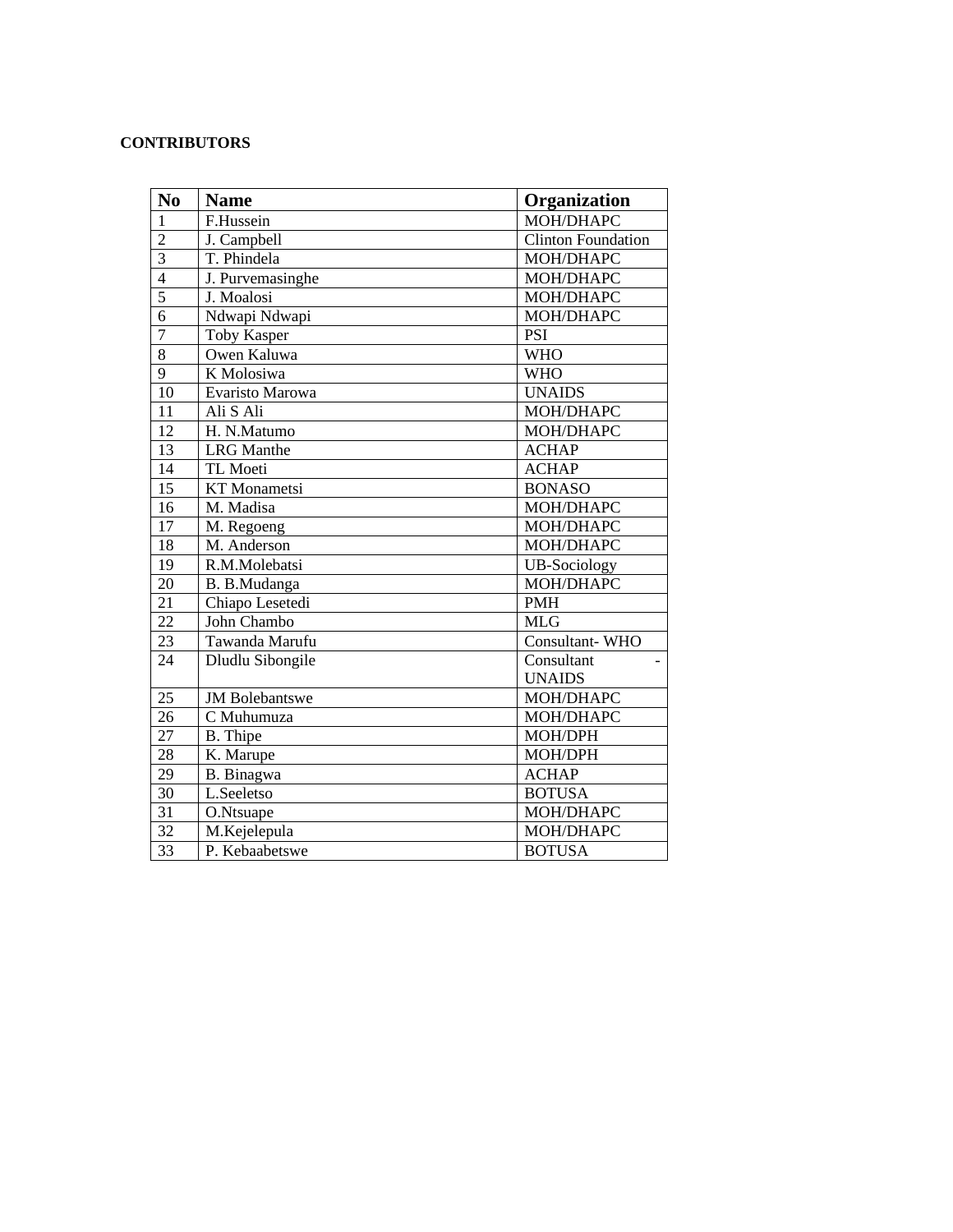**CONTRIBUTORS**

| No | Name | Organization |
|---|---|---|
| 1 | F.Hussein | MOH/DHAPC |
| 2 | J. Campbell | Clinton Foundation |
| 3 | T. Phindela | MOH/DHAPC |
| 4 | J. Purvemasinghe | MOH/DHAPC |
| 5 | J. Moalosi | MOH/DHAPC |
| 6 | Ndwapi Ndwapi | MOH/DHAPC |
| 7 | Toby Kasper | PSI |
| 8 | Owen Kaluwa | WHO |
| 9 | K Molosiwa | WHO |
| 10 | Evaristo Marowa | UNAIDS |
| 11 | Ali S Ali | MOH/DHAPC |
| 12 | H. N.Matumo | MOH/DHAPC |
| 13 | LRG Manthe | ACHAP |
| 14 | TL Moeti | ACHAP |
| 15 | KT Monametsi | BONASO |
| 16 | M. Madisa | MOH/DHAPC |
| 17 | M. Regoeng | MOH/DHAPC |
| 18 | M. Anderson | MOH/DHAPC |
| 19 | R.M.Molebatsi | UB-Sociology |
| 20 | B. B.Mudanga | MOH/DHAPC |
| 21 | Chiapo Lesetedi | PMH |
| 22 | John Chambo | MLG |
| 23 | Tawanda Marufu | Consultant- WHO |
| 24 | Dludlu Sibongile | Consultant - UNAIDS |
| 25 | JM Bolebantswe | MOH/DHAPC |
| 26 | C Muhumuza | MOH/DHAPC |
| 27 | B. Thipe | MOH/DPH |
| 28 | K. Marupe | MOH/DPH |
| 29 | B. Binagwa | ACHAP |
| 30 | L.Seeletso | BOTUSA |
| 31 | O.Ntsuape | MOH/DHAPC |
| 32 | M.Kejelepula | MOH/DHAPC |
| 33 | P. Kebaabetswe | BOTUSA |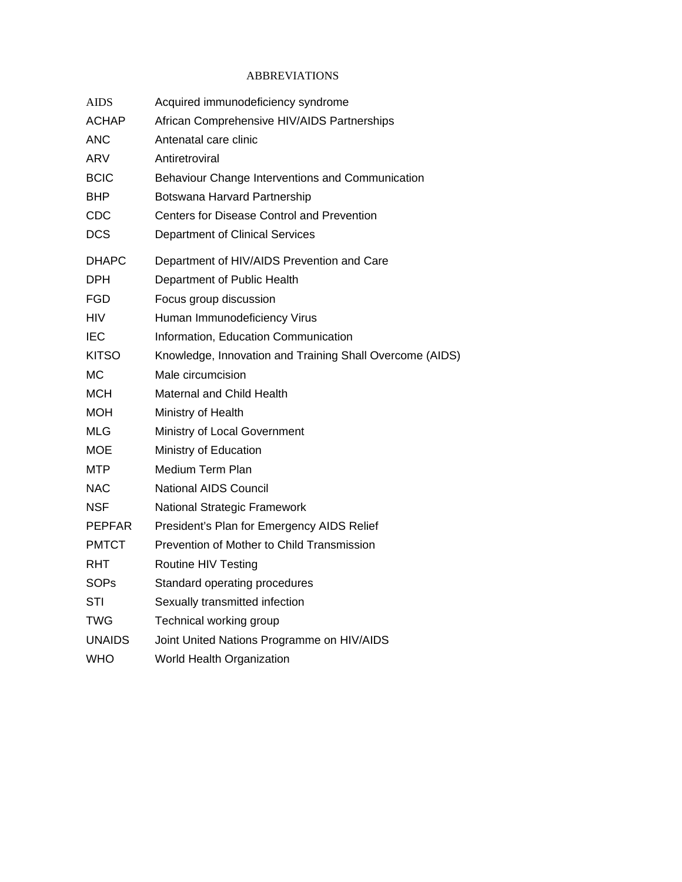# ABBREVIATIONS

| | |
|---|---|
| AIDS | Acquired immunodeficiency syndrome |
| ACHAP | African Comprehensive HIV/AIDS Partnerships |
| ANC | Antenatal care clinic |
| ARV | Antiretroviral |
| BCIC | Behaviour Change Interventions and Communication |
| BHP | Botswana Harvard Partnership |
| CDC | Centers for Disease Control and Prevention |
| DCS | Department of Clinical Services |
| DHAPC | Department of HIV/AIDS Prevention and Care |
| DPH | Department of Public Health |
| FGD | Focus group discussion |
| HIV | Human Immunodeficiency Virus |
| IEC | Information, Education Communication |
| KITSO | Knowledge, Innovation and Training Shall Overcome (AIDS) |
| MC | Male circumcision |
| MCH | Maternal and Child Health |
| MOH | Ministry of Health |
| MLG | Ministry of Local Government |
| MOE | Ministry of Education |
| MTP | Medium Term Plan |
| NAC | National AIDS Council |
| NSF | National Strategic Framework |
| PEPFAR | President's Plan for Emergency AIDS Relief |
| PMTCT | Prevention of Mother to Child Transmission |
| RHT | Routine HIV Testing |
| SOPs | Standard operating procedures |
| STI | Sexually transmitted infection |
| TWG | Technical working group |
| UNAIDS | Joint United Nations Programme on HIV/AIDS |
| WHO | World Health Organization |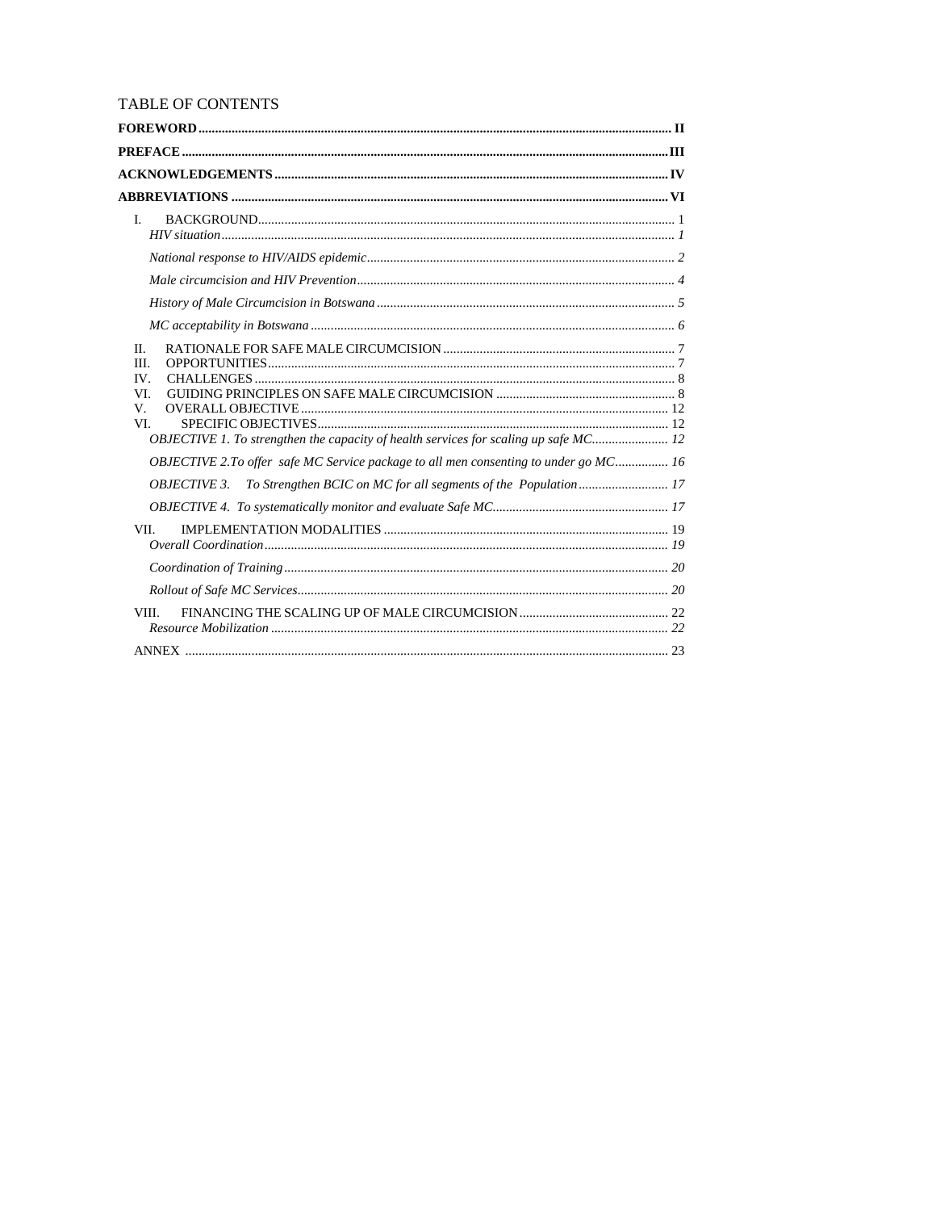# TABLE OF CONTENTS

**FOREWORD** ........ II

**PREFACE** ........ III

**ACKNOWLEDGEMENTS** ........ IV

**ABBREVIATIONS** ........ VI

I. BACKGROUND ........ 1

*HIV situation* ........ *1*

*National response to HIV/AIDS epidemic* ........ *2*

*Male circumcision and HIV Prevention* ........ *4*

*History of Male Circumcision in Botswana* ........ *5*

*MC acceptability in Botswana* ........ *6*

II. RATIONALE FOR SAFE MALE CIRCUMCISION ........ 7
III. OPPORTUNITIES ........ 7
IV. CHALLENGES ........ 8
VI. GUIDING PRINCIPLES ON SAFE MALE CIRCUMCISION ........ 8
V. OVERALL OBJECTIVE ........ 12
VI. SPECIFIC OBJECTIVES ........ 12

*OBJECTIVE 1. To strengthen the capacity of health services for scaling up safe MC* ........ 12

*OBJECTIVE 2.To offer safe MC Service package to all men consenting to under go MC* ........ 16

*OBJECTIVE 3. To Strengthen BCIC on MC for all segments of the Population* ........ 17

*OBJECTIVE 4. To systematically monitor and evaluate Safe MC* ........ 17

VII. IMPLEMENTATION MODALITIES ........ 19

*Overall Coordination* ........ *19*

*Coordination of Training* ........ *20*

*Rollout of Safe MC Services* ........ *20*

VIII. FINANCING THE SCALING UP OF MALE CIRCUMCISION ........ 22

*Resource Mobilization* ........ *22*

ANNEX ........ 23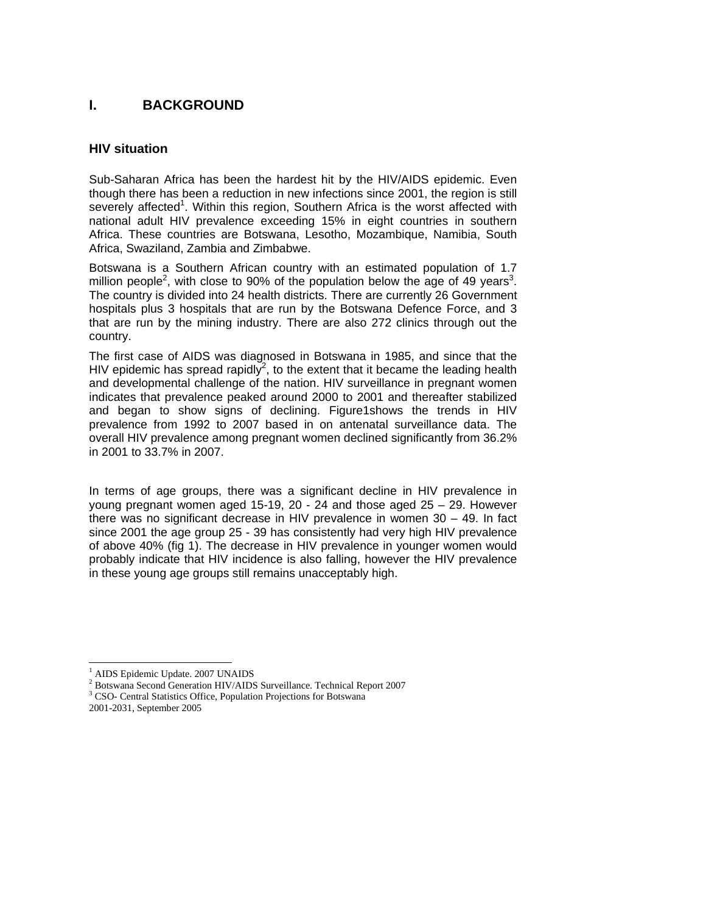# I. BACKGROUND

## HIV situation

Sub-Saharan Africa has been the hardest hit by the HIV/AIDS epidemic. Even though there has been a reduction in new infections since 2001, the region is still severely affected[1]. Within this region, Southern Africa is the worst affected with national adult HIV prevalence exceeding 15% in eight countries in southern Africa. These countries are Botswana, Lesotho, Mozambique, Namibia, South Africa, Swaziland, Zambia and Zimbabwe.

Botswana is a Southern African country with an estimated population of 1.7 million people[2], with close to 90% of the population below the age of 49 years[3]. The country is divided into 24 health districts. There are currently 26 Government hospitals plus 3 hospitals that are run by the Botswana Defence Force, and 3 that are run by the mining industry. There are also 272 clinics through out the country.

The first case of AIDS was diagnosed in Botswana in 1985, and since that the HIV epidemic has spread rapidly[2], to the extent that it became the leading health and developmental challenge of the nation. HIV surveillance in pregnant women indicates that prevalence peaked around 2000 to 2001 and thereafter stabilized and began to show signs of declining. Figure1shows the trends in HIV prevalence from 1992 to 2007 based in on antenatal surveillance data. The overall HIV prevalence among pregnant women declined significantly from 36.2% in 2001 to 33.7% in 2007.

In terms of age groups, there was a significant decline in HIV prevalence in young pregnant women aged 15-19, 20 - 24 and those aged 25 – 29. However there was no significant decrease in HIV prevalence in women 30 – 49. In fact since 2001 the age group 25 - 39 has consistently had very high HIV prevalence of above 40% (fig 1). The decrease in HIV prevalence in younger women would probably indicate that HIV incidence is also falling, however the HIV prevalence in these young age groups still remains unacceptably high.

---

[1] AIDS Epidemic Update. 2007 UNAIDS
[2] Botswana Second Generation HIV/AIDS Surveillance. Technical Report 2007
[3] CSO- Central Statistics Office, Population Projections for Botswana 2001-2031, September 2005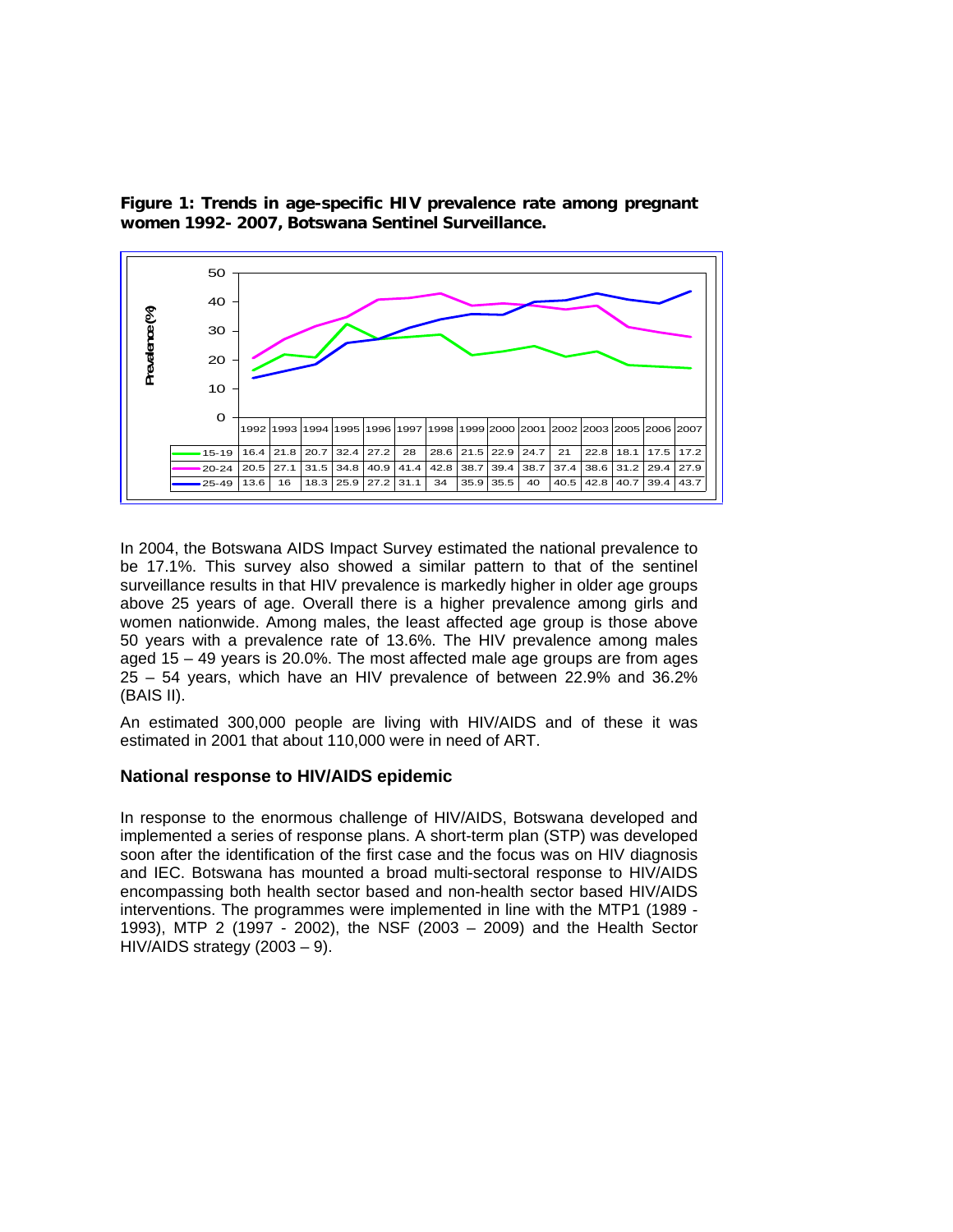**Figure 1: Trends in age-specific HIV prevalence rate among pregnant women 1992- 2007, Botswana Sentinel Surveillance.**

| | 1992 | 1993 | 1994 | 1995 | 1996 | 1997 | 1998 | 1999 | 2000 | 2001 | 2002 | 2003 | 2005 | 2006 | 2007 |
|---|---|---|---|---|---|---|---|---|---|---|---|---|---|---|---|
| 15-19 | 16.4 | 21.8 | 20.7 | 32.4 | 27.2 | 28 | 28.6 | 21.5 | 22.9 | 24.7 | 21 | 22.8 | 18.1 | 17.5 | 17.2 |
| 20-24 | 20.5 | 27.1 | 31.5 | 34.8 | 40.9 | 41.4 | 42.8 | 38.7 | 39.4 | 38.7 | 37.4 | 38.6 | 31.2 | 29.4 | 27.9 |
| 25-49 | 13.6 | 16 | 18.3 | 25.9 | 27.2 | 31.1 | 34 | 35.9 | 35.5 | 40 | 40.5 | 42.8 | 40.7 | 39.4 | 43.7 |

In 2004, the Botswana AIDS Impact Survey estimated the national prevalence to be 17.1%. This survey also showed a similar pattern to that of the sentinel surveillance results in that HIV prevalence is markedly higher in older age groups above 25 years of age. Overall there is a higher prevalence among girls and women nationwide. Among males, the least affected age group is those above 50 years with a prevalence rate of 13.6%. The HIV prevalence among males aged 15 – 49 years is 20.0%. The most affected male age groups are from ages 25 – 54 years, which have an HIV prevalence of between 22.9% and 36.2% (BAIS II).

An estimated 300,000 people are living with HIV/AIDS and of these it was estimated in 2001 that about 110,000 were in need of ART.

### National response to HIV/AIDS epidemic

In response to the enormous challenge of HIV/AIDS, Botswana developed and implemented a series of response plans. A short-term plan (STP) was developed soon after the identification of the first case and the focus was on HIV diagnosis and IEC. Botswana has mounted a broad multi-sectoral response to HIV/AIDS encompassing both health sector based and non-health sector based HIV/AIDS interventions. The programmes were implemented in line with the MTP1 (1989 - 1993), MTP 2 (1997 - 2002), the NSF (2003 – 2009) and the Health Sector HIV/AIDS strategy (2003 – 9).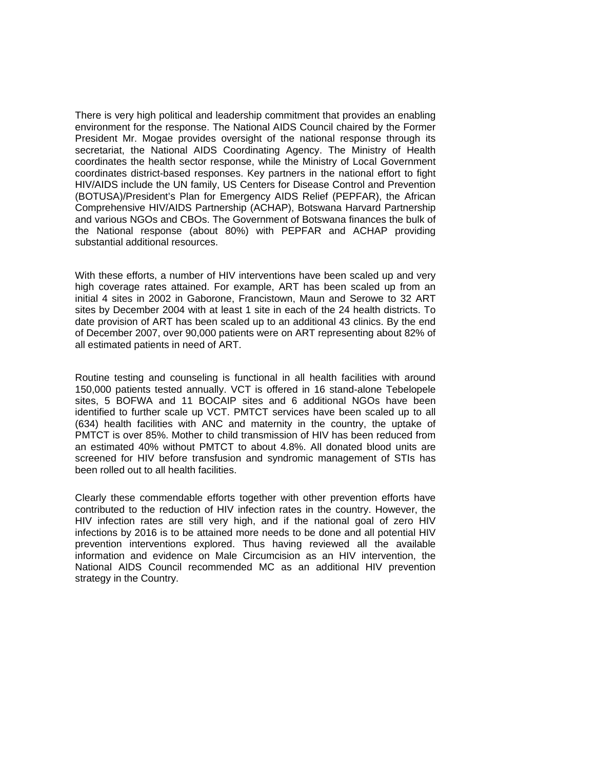There is very high political and leadership commitment that provides an enabling environment for the response. The National AIDS Council chaired by the Former President Mr. Mogae provides oversight of the national response through its secretariat, the National AIDS Coordinating Agency. The Ministry of Health coordinates the health sector response, while the Ministry of Local Government coordinates district-based responses. Key partners in the national effort to fight HIV/AIDS include the UN family, US Centers for Disease Control and Prevention (BOTUSA)/President's Plan for Emergency AIDS Relief (PEPFAR), the African Comprehensive HIV/AIDS Partnership (ACHAP), Botswana Harvard Partnership and various NGOs and CBOs. The Government of Botswana finances the bulk of the National response (about 80%) with PEPFAR and ACHAP providing substantial additional resources.

With these efforts, a number of HIV interventions have been scaled up and very high coverage rates attained. For example, ART has been scaled up from an initial 4 sites in 2002 in Gaborone, Francistown, Maun and Serowe to 32 ART sites by December 2004 with at least 1 site in each of the 24 health districts. To date provision of ART has been scaled up to an additional 43 clinics. By the end of December 2007, over 90,000 patients were on ART representing about 82% of all estimated patients in need of ART.

Routine testing and counseling is functional in all health facilities with around 150,000 patients tested annually. VCT is offered in 16 stand-alone Tebelopele sites, 5 BOFWA and 11 BOCAIP sites and 6 additional NGOs have been identified to further scale up VCT. PMTCT services have been scaled up to all (634) health facilities with ANC and maternity in the country, the uptake of PMTCT is over 85%. Mother to child transmission of HIV has been reduced from an estimated 40% without PMTCT to about 4.8%. All donated blood units are screened for HIV before transfusion and syndromic management of STIs has been rolled out to all health facilities.

Clearly these commendable efforts together with other prevention efforts have contributed to the reduction of HIV infection rates in the country. However, the HIV infection rates are still very high, and if the national goal of zero HIV infections by 2016 is to be attained more needs to be done and all potential HIV prevention interventions explored. Thus having reviewed all the available information and evidence on Male Circumcision as an HIV intervention, the National AIDS Council recommended MC as an additional HIV prevention strategy in the Country.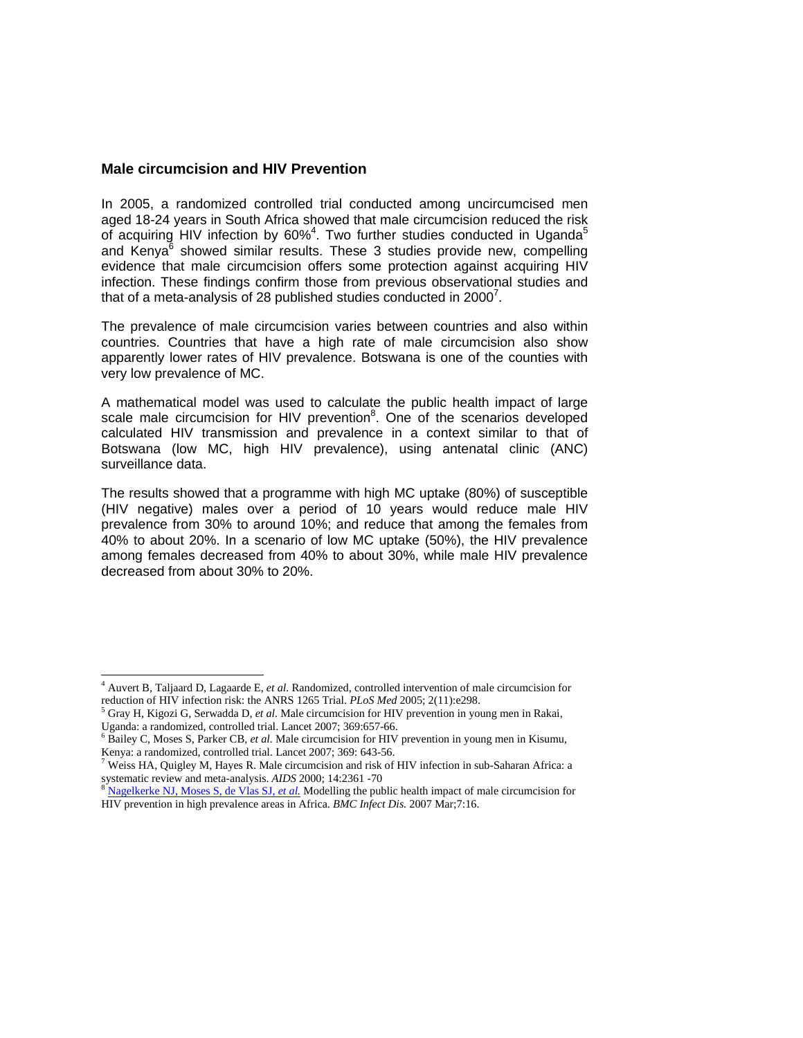## Male circumcision and HIV Prevention

In 2005, a randomized controlled trial conducted among uncircumcised men aged 18-24 years in South Africa showed that male circumcision reduced the risk of acquiring HIV infection by 60%[4]. Two further studies conducted in Uganda[5] and Kenya[6] showed similar results. These 3 studies provide new, compelling evidence that male circumcision offers some protection against acquiring HIV infection. These findings confirm those from previous observational studies and that of a meta-analysis of 28 published studies conducted in 2000[7].

The prevalence of male circumcision varies between countries and also within countries. Countries that have a high rate of male circumcision also show apparently lower rates of HIV prevalence. Botswana is one of the counties with very low prevalence of MC.

A mathematical model was used to calculate the public health impact of large scale male circumcision for HIV prevention[8]. One of the scenarios developed calculated HIV transmission and prevalence in a context similar to that of Botswana (low MC, high HIV prevalence), using antenatal clinic (ANC) surveillance data.

The results showed that a programme with high MC uptake (80%) of susceptible (HIV negative) males over a period of 10 years would reduce male HIV prevalence from 30% to around 10%; and reduce that among the females from 40% to about 20%. In a scenario of low MC uptake (50%), the HIV prevalence among females decreased from 40% to about 30%, while male HIV prevalence decreased from about 30% to 20%.

---

[4] Auvert B, Taljaard D, Lagaarde E, *et al*. Randomized, controlled intervention of male circumcision for reduction of HIV infection risk: the ANRS 1265 Trial. *PLoS Med* 2005; 2(11):e298.

[5] Gray H, Kigozi G, Serwadda D, *et al*. Male circumcision for HIV prevention in young men in Rakai, Uganda: a randomized, controlled trial. Lancet 2007; 369:657-66.

[6] Bailey C, Moses S, Parker CB, *et al*. Male circumcision for HIV prevention in young men in Kisumu, Kenya: a randomized, controlled trial. Lancet 2007; 369: 643-56.

[7] Weiss HA, Quigley M, Hayes R. Male circumcision and risk of HIV infection in sub-Saharan Africa: a systematic review and meta-analysis. *AIDS* 2000; 14:2361 -70

[8] Nagelkerke NJ, Moses S, de Vlas SJ, *et al.* Modelling the public health impact of male circumcision for HIV prevention in high prevalence areas in Africa. *BMC Infect Dis.* 2007 Mar;7:16.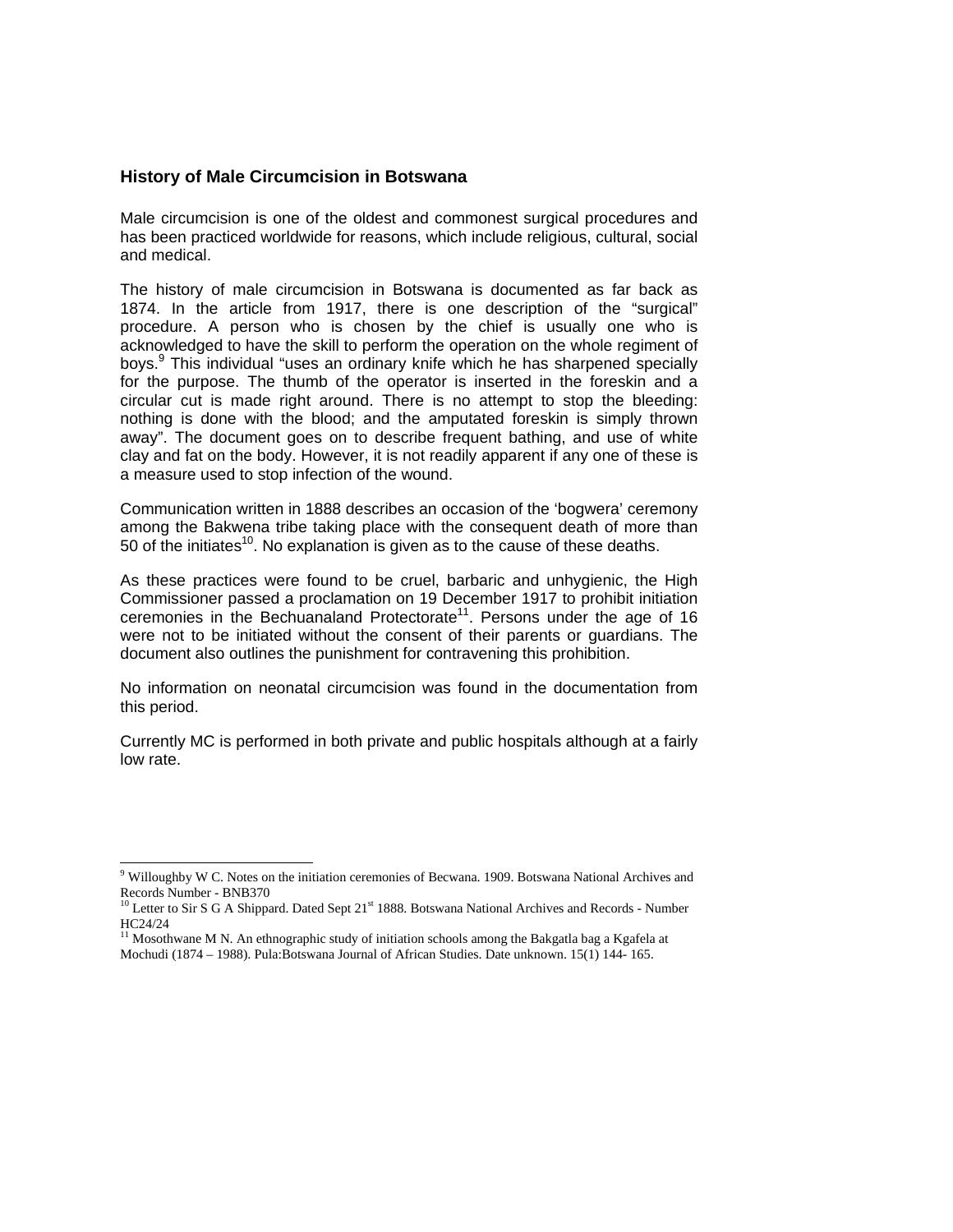## History of Male Circumcision in Botswana

Male circumcision is one of the oldest and commonest surgical procedures and has been practiced worldwide for reasons, which include religious, cultural, social and medical.

The history of male circumcision in Botswana is documented as far back as 1874. In the article from 1917, there is one description of the "surgical" procedure. A person who is chosen by the chief is usually one who is acknowledged to have the skill to perform the operation on the whole regiment of boys.[9] This individual "uses an ordinary knife which he has sharpened specially for the purpose. The thumb of the operator is inserted in the foreskin and a circular cut is made right around. There is no attempt to stop the bleeding: nothing is done with the blood; and the amputated foreskin is simply thrown away". The document goes on to describe frequent bathing, and use of white clay and fat on the body. However, it is not readily apparent if any one of these is a measure used to stop infection of the wound.

Communication written in 1888 describes an occasion of the 'bogwera' ceremony among the Bakwena tribe taking place with the consequent death of more than 50 of the initiates[10]. No explanation is given as to the cause of these deaths.

As these practices were found to be cruel, barbaric and unhygienic, the High Commissioner passed a proclamation on 19 December 1917 to prohibit initiation ceremonies in the Bechuanaland Protectorate[11]. Persons under the age of 16 were not to be initiated without the consent of their parents or guardians. The document also outlines the punishment for contravening this prohibition.

No information on neonatal circumcision was found in the documentation from this period.

Currently MC is performed in both private and public hospitals although at a fairly low rate.

---

[9] Willoughby W C. Notes on the initiation ceremonies of Becwana. 1909. Botswana National Archives and Records Number - BNB370

[10] Letter to Sir S G A Shippard. Dated Sept 21st 1888. Botswana National Archives and Records - Number HC24/24

[11] Mosothwane M N. An ethnographic study of initiation schools among the Bakgatla bag a Kgafela at Mochudi (1874 – 1988). Pula:Botswana Journal of African Studies. Date unknown. 15(1) 144- 165.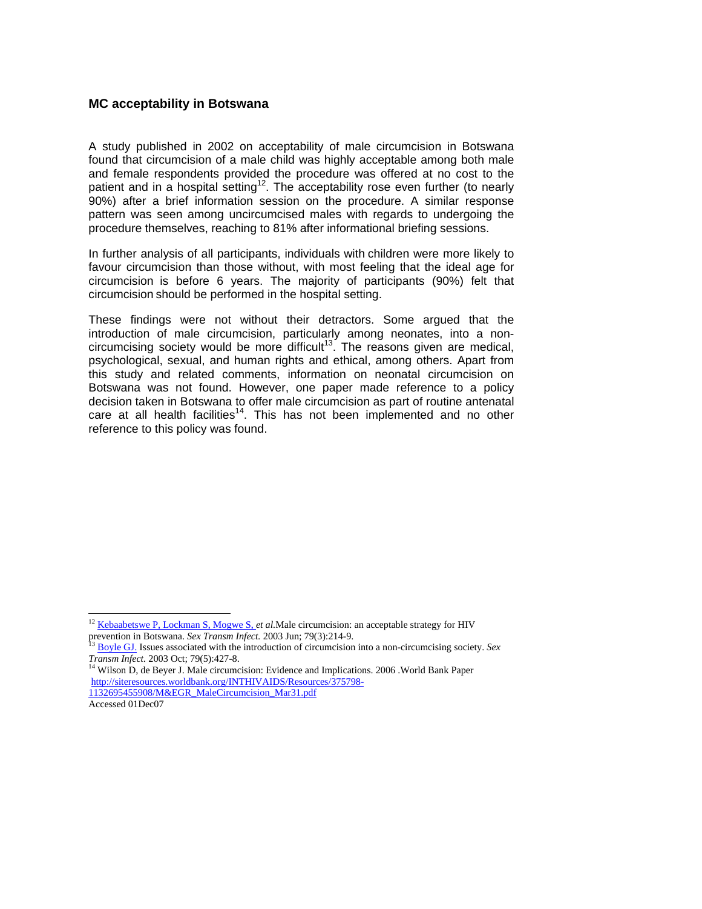### MC acceptability in Botswana

A study published in 2002 on acceptability of male circumcision in Botswana found that circumcision of a male child was highly acceptable among both male and female respondents provided the procedure was offered at no cost to the patient and in a hospital setting[12]. The acceptability rose even further (to nearly 90%) after a brief information session on the procedure. A similar response pattern was seen among uncircumcised males with regards to undergoing the procedure themselves, reaching to 81% after informational briefing sessions.

In further analysis of all participants, individuals with children were more likely to favour circumcision than those without, with most feeling that the ideal age for circumcision is before 6 years. The majority of participants (90%) felt that circumcision should be performed in the hospital setting.

These findings were not without their detractors. Some argued that the introduction of male circumcision, particularly among neonates, into a non-circumcising society would be more difficult[13]. The reasons given are medical, psychological, sexual, and human rights and ethical, among others. Apart from this study and related comments, information on neonatal circumcision on Botswana was not found. However, one paper made reference to a policy decision taken in Botswana to offer male circumcision as part of routine antenatal care at all health facilities[14]. This has not been implemented and no other reference to this policy was found.

---

[12] Kebaabetswe P, Lockman S, Mogwe S, *et al.* Male circumcision: an acceptable strategy for HIV prevention in Botswana. *Sex Transm Infect.* 2003 Jun; 79(3):214-9.

[13] Boyle GJ. Issues associated with the introduction of circumcision into a non-circumcising society. *Sex Transm Infect.* 2003 Oct; 79(5):427-8.

[14] Wilson D, de Beyer J. Male circumcision: Evidence and Implications. 2006 .World Bank Paper http://siteresources.worldbank.org/INTHIVAIDS/Resources/375798-1132695455908/M&EGR_MaleCircumcision_Mar31.pdf Accessed 01Dec07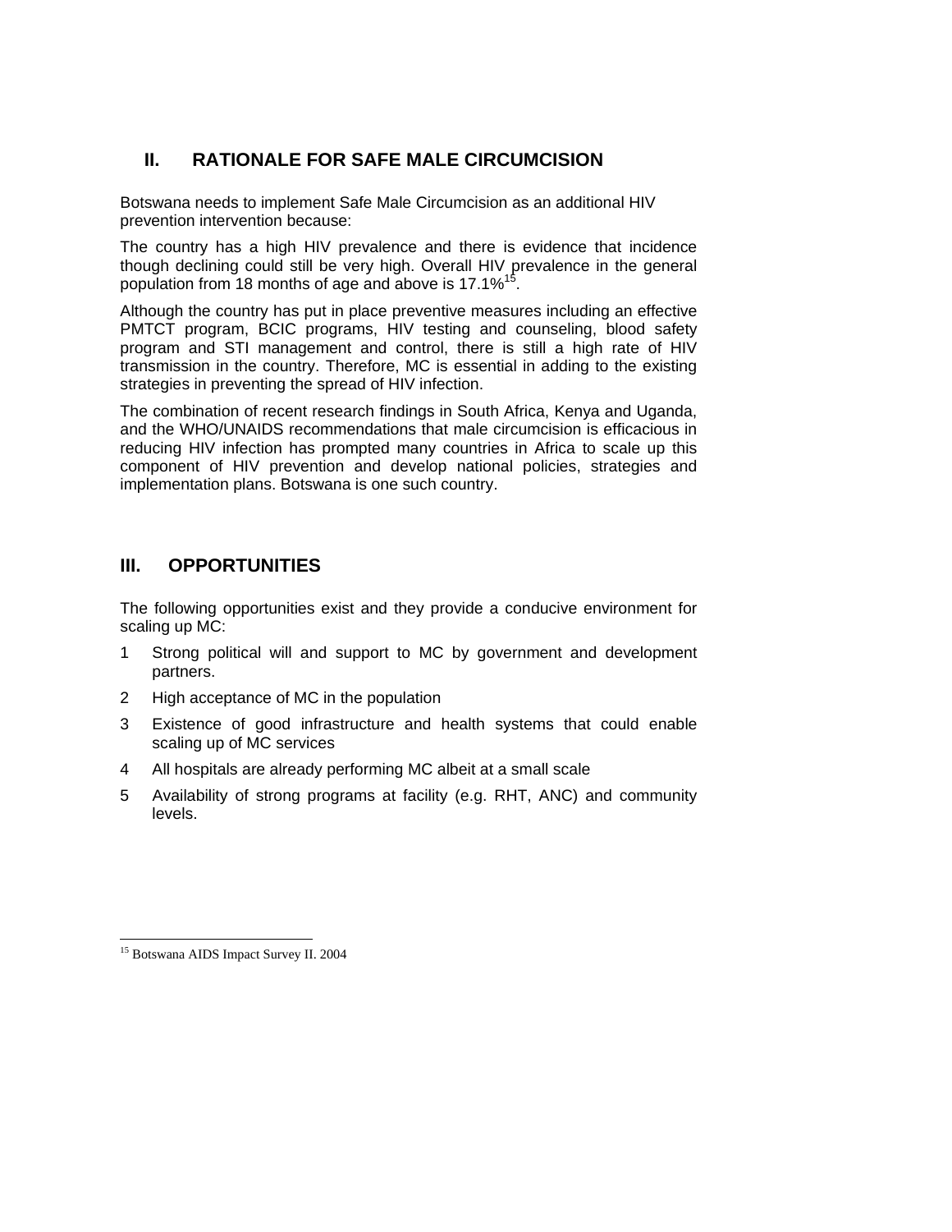## II. RATIONALE FOR SAFE MALE CIRCUMCISION

Botswana needs to implement Safe Male Circumcision as an additional HIV prevention intervention because:

The country has a high HIV prevalence and there is evidence that incidence though declining could still be very high. Overall HIV prevalence in the general population from 18 months of age and above is 17.1%[15].

Although the country has put in place preventive measures including an effective PMTCT program, BCIC programs, HIV testing and counseling, blood safety program and STI management and control, there is still a high rate of HIV transmission in the country. Therefore, MC is essential in adding to the existing strategies in preventing the spread of HIV infection.

The combination of recent research findings in South Africa, Kenya and Uganda, and the WHO/UNAIDS recommendations that male circumcision is efficacious in reducing HIV infection has prompted many countries in Africa to scale up this component of HIV prevention and develop national policies, strategies and implementation plans. Botswana is one such country.

## III. OPPORTUNITIES

The following opportunities exist and they provide a conducive environment for scaling up MC:

1. Strong political will and support to MC by government and development partners.
2. High acceptance of MC in the population
3. Existence of good infrastructure and health systems that could enable scaling up of MC services
4. All hospitals are already performing MC albeit at a small scale
5. Availability of strong programs at facility (e.g. RHT, ANC) and community levels.

---

[15] Botswana AIDS Impact Survey II. 2004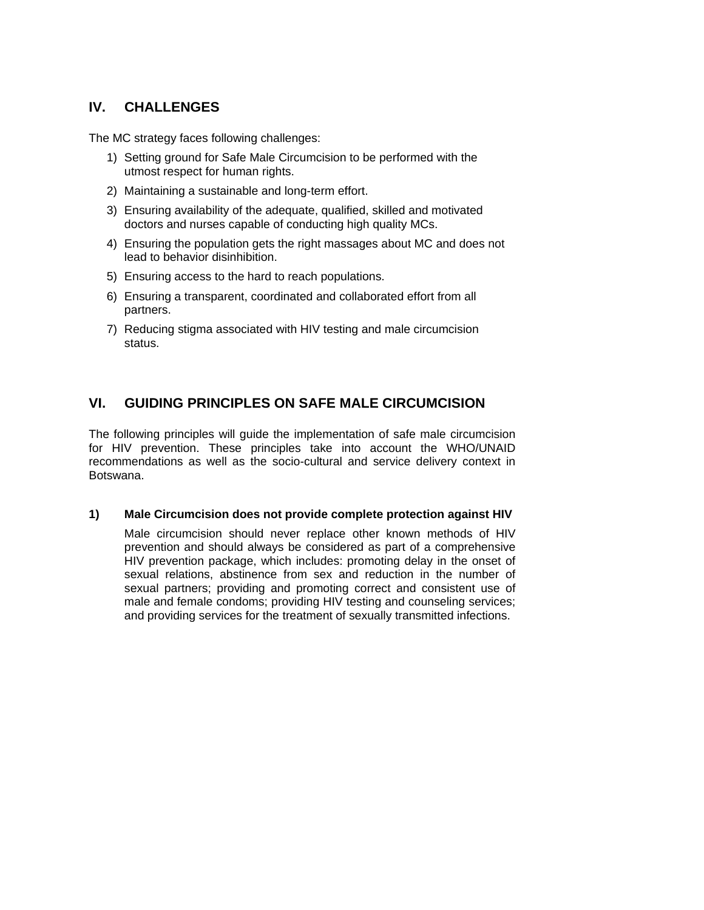## IV. CHALLENGES

The MC strategy faces following challenges:

1) Setting ground for Safe Male Circumcision to be performed with the utmost respect for human rights.
2) Maintaining a sustainable and long-term effort.
3) Ensuring availability of the adequate, qualified, skilled and motivated doctors and nurses capable of conducting high quality MCs.
4) Ensuring the population gets the right massages about MC and does not lead to behavior disinhibition.
5) Ensuring access to the hard to reach populations.
6) Ensuring a transparent, coordinated and collaborated effort from all partners.
7) Reducing stigma associated with HIV testing and male circumcision status.

## VI. GUIDING PRINCIPLES ON SAFE MALE CIRCUMCISION

The following principles will guide the implementation of safe male circumcision for HIV prevention. These principles take into account the WHO/UNAID recommendations as well as the socio-cultural and service delivery context in Botswana.

**1) Male Circumcision does not provide complete protection against HIV**

Male circumcision should never replace other known methods of HIV prevention and should always be considered as part of a comprehensive HIV prevention package, which includes: promoting delay in the onset of sexual relations, abstinence from sex and reduction in the number of sexual partners; providing and promoting correct and consistent use of male and female condoms; providing HIV testing and counseling services; and providing services for the treatment of sexually transmitted infections.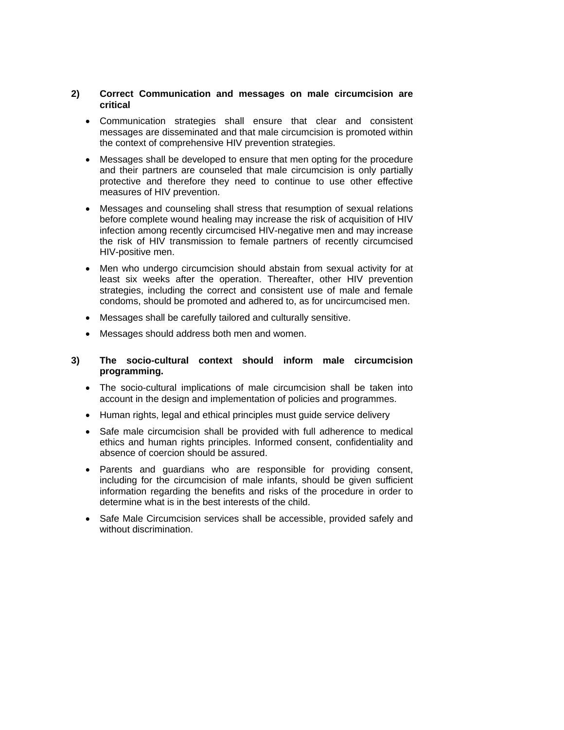**2) Correct Communication and messages on male circumcision are critical**

- Communication strategies shall ensure that clear and consistent messages are disseminated and that male circumcision is promoted within the context of comprehensive HIV prevention strategies.
- Messages shall be developed to ensure that men opting for the procedure and their partners are counseled that male circumcision is only partially protective and therefore they need to continue to use other effective measures of HIV prevention.
- Messages and counseling shall stress that resumption of sexual relations before complete wound healing may increase the risk of acquisition of HIV infection among recently circumcised HIV-negative men and may increase the risk of HIV transmission to female partners of recently circumcised HIV-positive men.
- Men who undergo circumcision should abstain from sexual activity for at least six weeks after the operation. Thereafter, other HIV prevention strategies, including the correct and consistent use of male and female condoms, should be promoted and adhered to, as for uncircumcised men.
- Messages shall be carefully tailored and culturally sensitive.
- Messages should address both men and women.

**3) The socio-cultural context should inform male circumcision programming.**

- The socio-cultural implications of male circumcision shall be taken into account in the design and implementation of policies and programmes.
- Human rights, legal and ethical principles must guide service delivery
- Safe male circumcision shall be provided with full adherence to medical ethics and human rights principles. Informed consent, confidentiality and absence of coercion should be assured.
- Parents and guardians who are responsible for providing consent, including for the circumcision of male infants, should be given sufficient information regarding the benefits and risks of the procedure in order to determine what is in the best interests of the child.
- Safe Male Circumcision services shall be accessible, provided safely and without discrimination.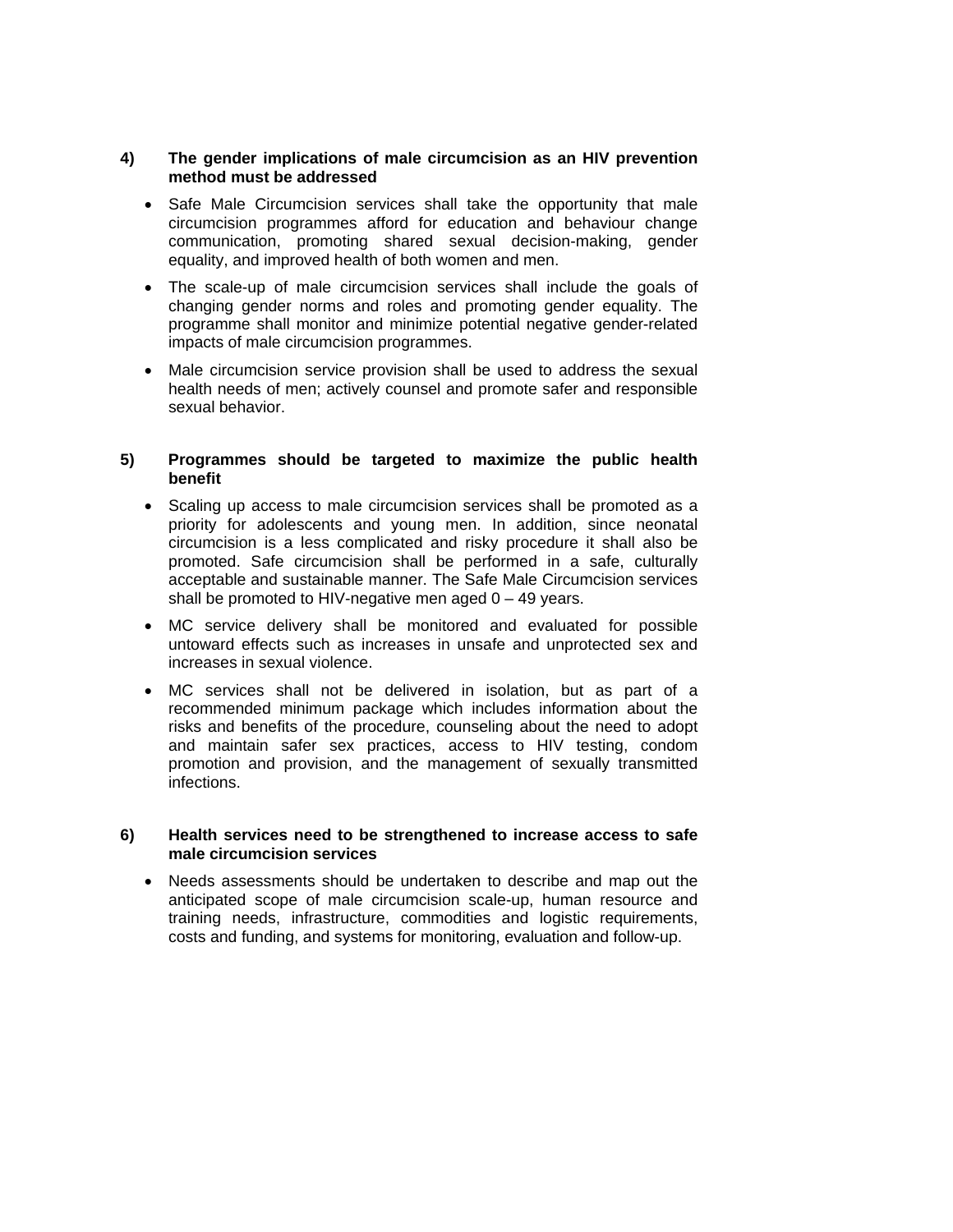**4) The gender implications of male circumcision as an HIV prevention method must be addressed**

- Safe Male Circumcision services shall take the opportunity that male circumcision programmes afford for education and behaviour change communication, promoting shared sexual decision-making, gender equality, and improved health of both women and men.
- The scale-up of male circumcision services shall include the goals of changing gender norms and roles and promoting gender equality. The programme shall monitor and minimize potential negative gender-related impacts of male circumcision programmes.
- Male circumcision service provision shall be used to address the sexual health needs of men; actively counsel and promote safer and responsible sexual behavior.

**5) Programmes should be targeted to maximize the public health benefit**

- Scaling up access to male circumcision services shall be promoted as a priority for adolescents and young men. In addition, since neonatal circumcision is a less complicated and risky procedure it shall also be promoted. Safe circumcision shall be performed in a safe, culturally acceptable and sustainable manner. The Safe Male Circumcision services shall be promoted to HIV-negative men aged 0 – 49 years.
- MC service delivery shall be monitored and evaluated for possible untoward effects such as increases in unsafe and unprotected sex and increases in sexual violence.
- MC services shall not be delivered in isolation, but as part of a recommended minimum package which includes information about the risks and benefits of the procedure, counseling about the need to adopt and maintain safer sex practices, access to HIV testing, condom promotion and provision, and the management of sexually transmitted infections.

**6) Health services need to be strengthened to increase access to safe male circumcision services**

- Needs assessments should be undertaken to describe and map out the anticipated scope of male circumcision scale-up, human resource and training needs, infrastructure, commodities and logistic requirements, costs and funding, and systems for monitoring, evaluation and follow-up.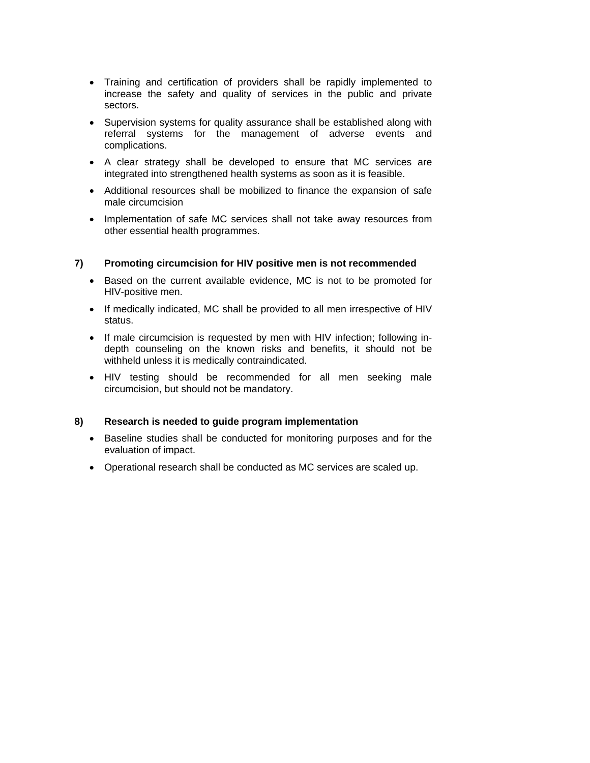- Training and certification of providers shall be rapidly implemented to increase the safety and quality of services in the public and private sectors.
- Supervision systems for quality assurance shall be established along with referral systems for the management of adverse events and complications.
- A clear strategy shall be developed to ensure that MC services are integrated into strengthened health systems as soon as it is feasible.
- Additional resources shall be mobilized to finance the expansion of safe male circumcision
- Implementation of safe MC services shall not take away resources from other essential health programmes.

**7) Promoting circumcision for HIV positive men is not recommended**

- Based on the current available evidence, MC is not to be promoted for HIV-positive men.
- If medically indicated, MC shall be provided to all men irrespective of HIV status.
- If male circumcision is requested by men with HIV infection; following in-depth counseling on the known risks and benefits, it should not be withheld unless it is medically contraindicated.
- HIV testing should be recommended for all men seeking male circumcision, but should not be mandatory.

**8) Research is needed to guide program implementation**

- Baseline studies shall be conducted for monitoring purposes and for the evaluation of impact.
- Operational research shall be conducted as MC services are scaled up.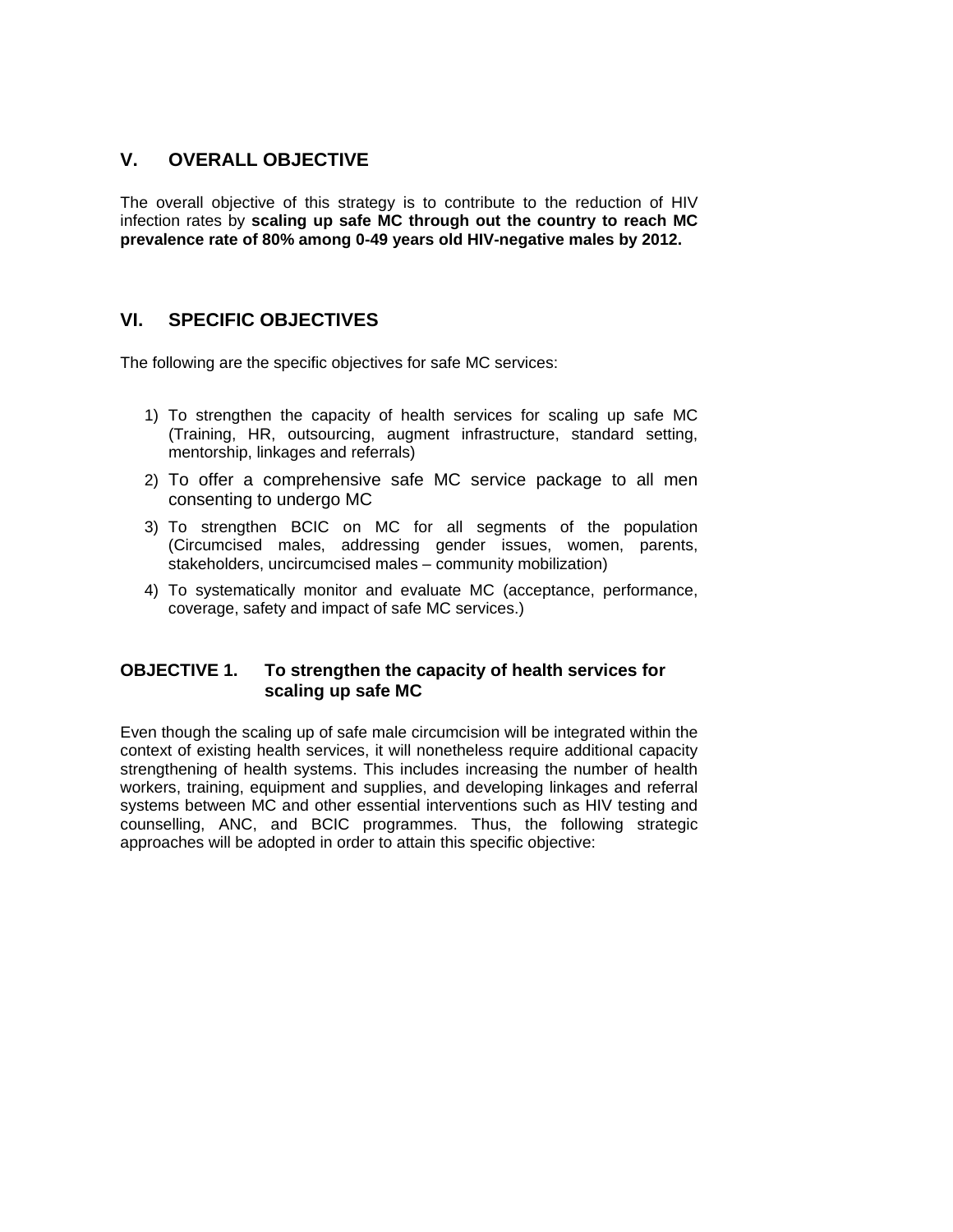## V. OVERALL OBJECTIVE

The overall objective of this strategy is to contribute to the reduction of HIV infection rates by **scaling up safe MC through out the country to reach MC prevalence rate of 80% among 0-49 years old HIV-negative males by 2012.**

## VI. SPECIFIC OBJECTIVES

The following are the specific objectives for safe MC services:

1) To strengthen the capacity of health services for scaling up safe MC (Training, HR, outsourcing, augment infrastructure, standard setting, mentorship, linkages and referrals)
2) To offer a comprehensive safe MC service package to all men consenting to undergo MC
3) To strengthen BCIC on MC for all segments of the population (Circumcised males, addressing gender issues, women, parents, stakeholders, uncircumcised males – community mobilization)
4) To systematically monitor and evaluate MC (acceptance, performance, coverage, safety and impact of safe MC services.)

### OBJECTIVE 1. To strengthen the capacity of health services for scaling up safe MC

Even though the scaling up of safe male circumcision will be integrated within the context of existing health services, it will nonetheless require additional capacity strengthening of health systems. This includes increasing the number of health workers, training, equipment and supplies, and developing linkages and referral systems between MC and other essential interventions such as HIV testing and counselling, ANC, and BCIC programmes. Thus, the following strategic approaches will be adopted in order to attain this specific objective: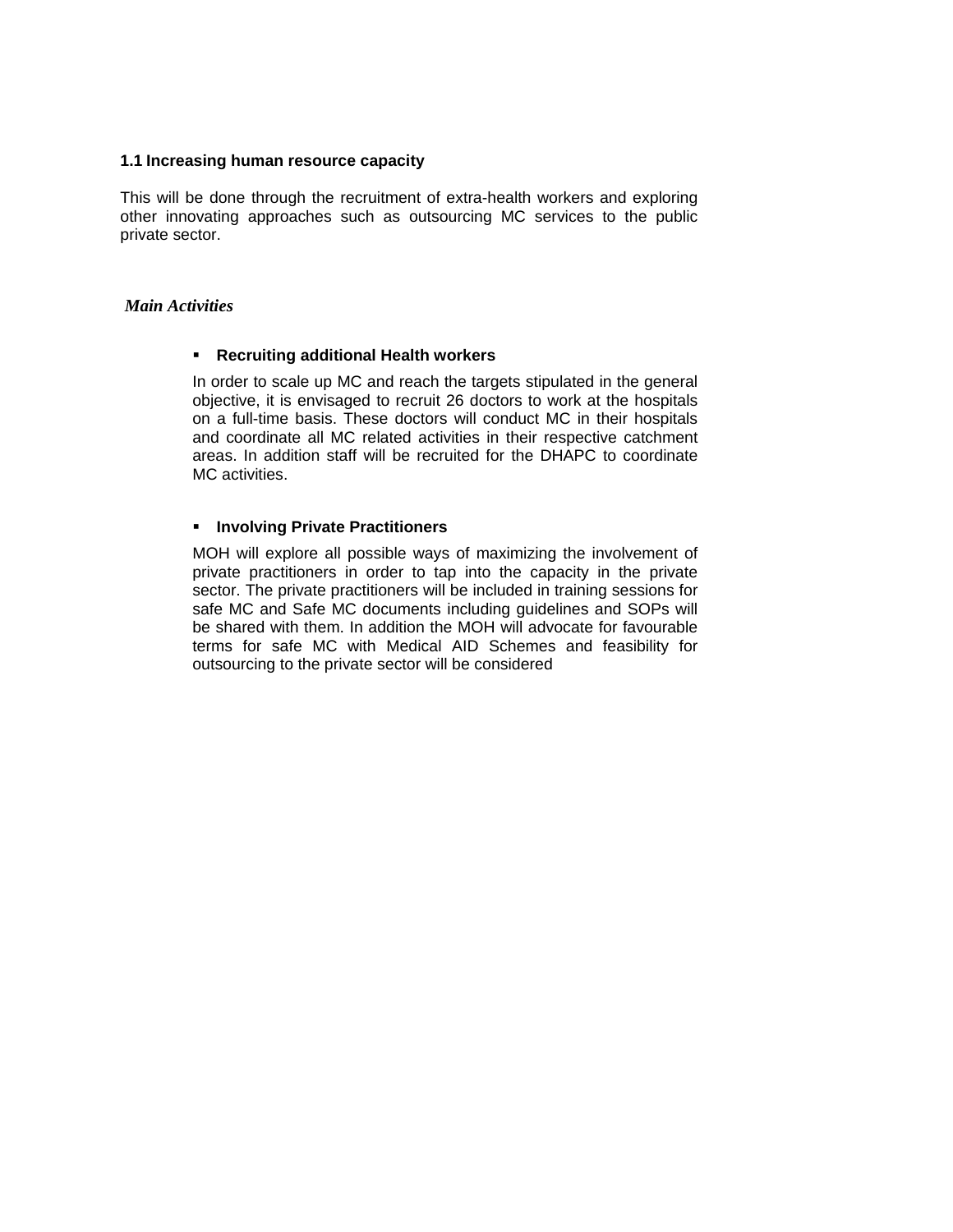### 1.1 Increasing human resource capacity

This will be done through the recruitment of extra-health workers and exploring other innovating approaches such as outsourcing MC services to the public private sector.

***Main Activities***

- **Recruiting additional Health workers**

  In order to scale up MC and reach the targets stipulated in the general objective, it is envisaged to recruit 26 doctors to work at the hospitals on a full-time basis. These doctors will conduct MC in their hospitals and coordinate all MC related activities in their respective catchment areas. In addition staff will be recruited for the DHAPC to coordinate MC activities.

- **Involving Private Practitioners**

  MOH will explore all possible ways of maximizing the involvement of private practitioners in order to tap into the capacity in the private sector. The private practitioners will be included in training sessions for safe MC and Safe MC documents including guidelines and SOPs will be shared with them. In addition the MOH will advocate for favourable terms for safe MC with Medical AID Schemes and feasibility for outsourcing to the private sector will be considered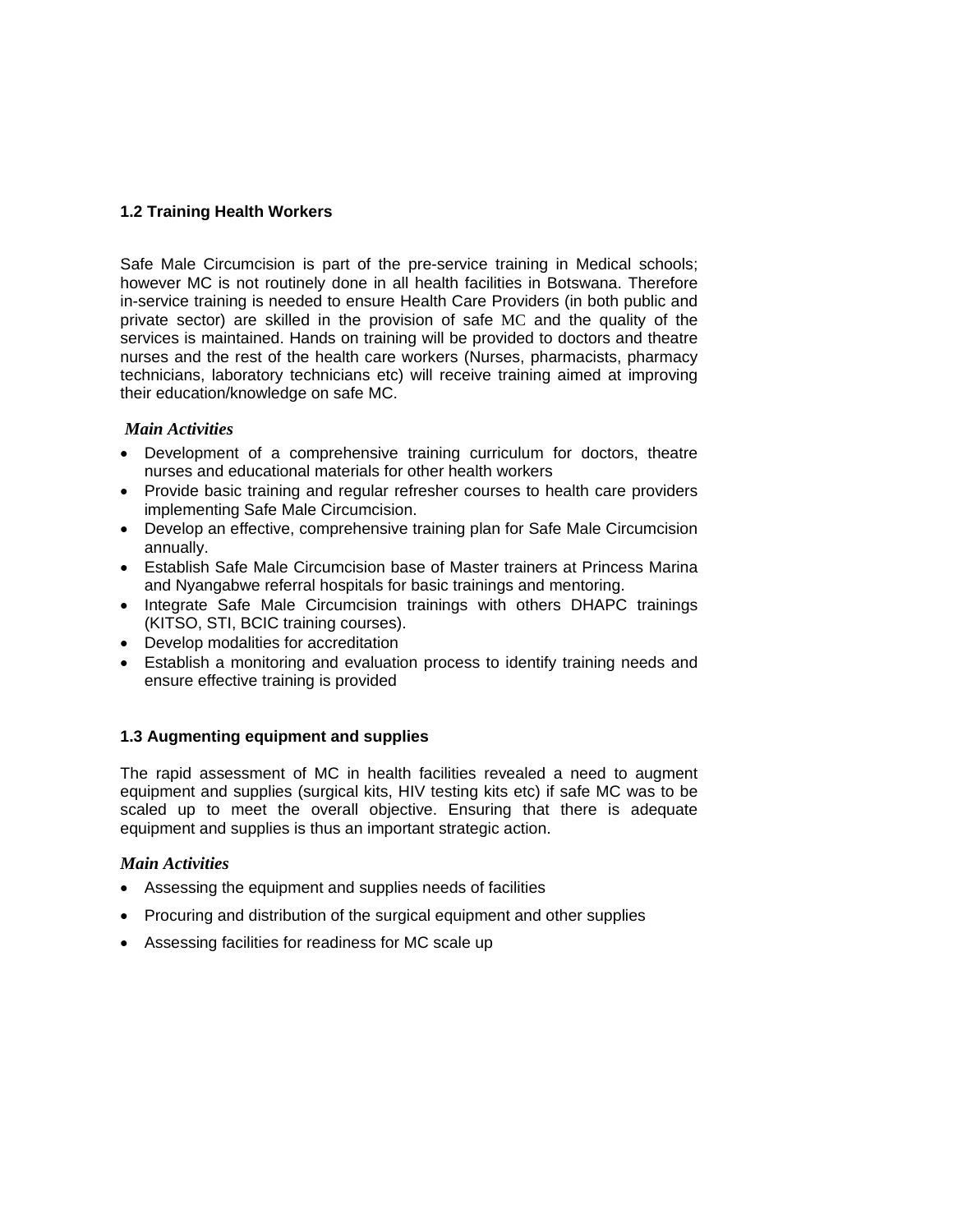### 1.2 Training Health Workers

Safe Male Circumcision is part of the pre-service training in Medical schools; however MC is not routinely done in all health facilities in Botswana. Therefore in-service training is needed to ensure Health Care Providers (in both public and private sector) are skilled in the provision of safe MC and the quality of the services is maintained. Hands on training will be provided to doctors and theatre nurses and the rest of the health care workers (Nurses, pharmacists, pharmacy technicians, laboratory technicians etc) will receive training aimed at improving their education/knowledge on safe MC.

***Main Activities***

- Development of a comprehensive training curriculum for doctors, theatre nurses and educational materials for other health workers
- Provide basic training and regular refresher courses to health care providers implementing Safe Male Circumcision.
- Develop an effective, comprehensive training plan for Safe Male Circumcision annually.
- Establish Safe Male Circumcision base of Master trainers at Princess Marina and Nyangabwe referral hospitals for basic trainings and mentoring.
- Integrate Safe Male Circumcision trainings with others DHAPC trainings (KITSO, STI, BCIC training courses).
- Develop modalities for accreditation
- Establish a monitoring and evaluation process to identify training needs and ensure effective training is provided

### 1.3 Augmenting equipment and supplies

The rapid assessment of MC in health facilities revealed a need to augment equipment and supplies (surgical kits, HIV testing kits etc) if safe MC was to be scaled up to meet the overall objective. Ensuring that there is adequate equipment and supplies is thus an important strategic action.

***Main Activities***

- Assessing the equipment and supplies needs of facilities
- Procuring and distribution of the surgical equipment and other supplies
- Assessing facilities for readiness for MC scale up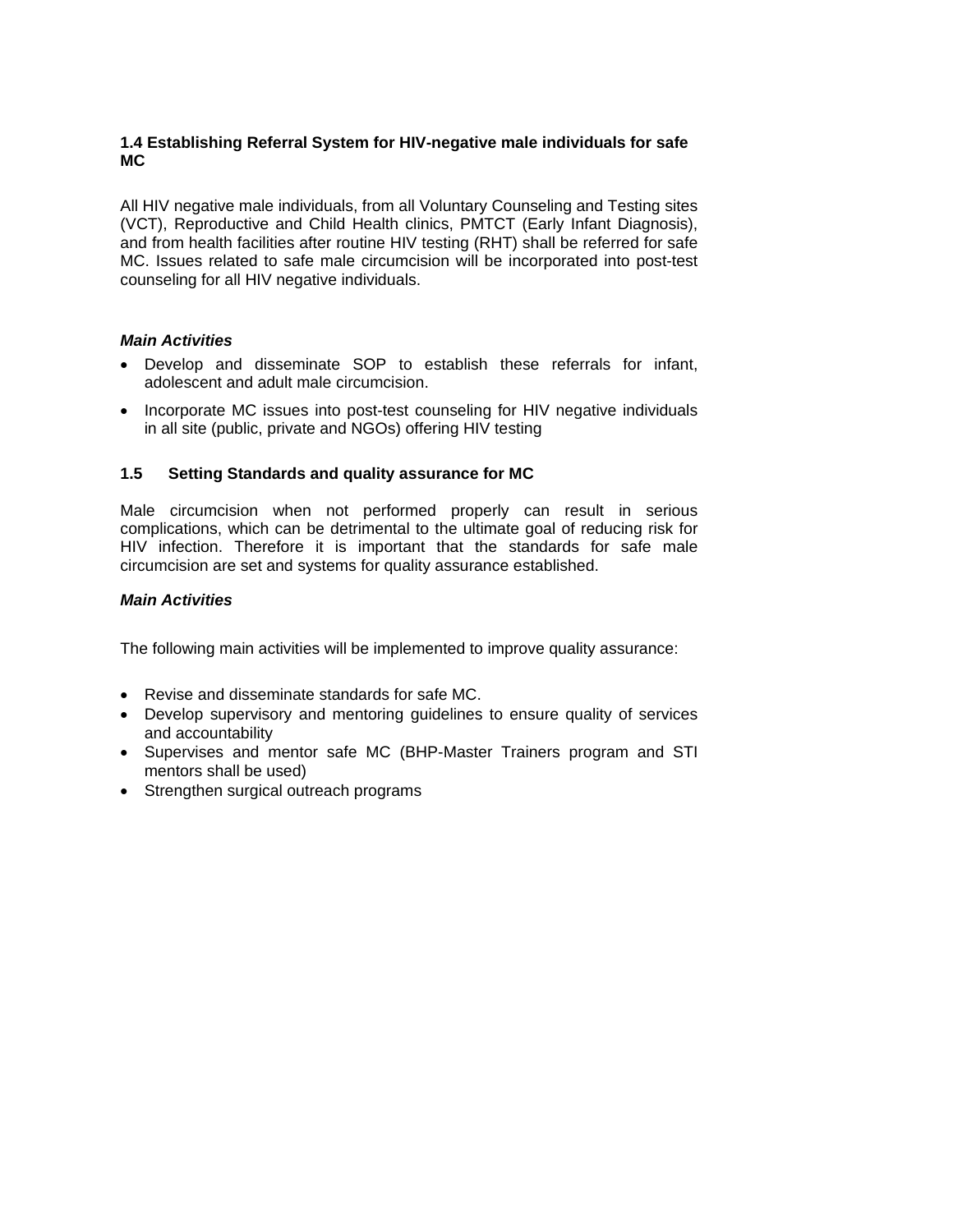### 1.4 Establishing Referral System for HIV-negative male individuals for safe MC

All HIV negative male individuals, from all Voluntary Counseling and Testing sites (VCT), Reproductive and Child Health clinics, PMTCT (Early Infant Diagnosis), and from health facilities after routine HIV testing (RHT) shall be referred for safe MC. Issues related to safe male circumcision will be incorporated into post-test counseling for all HIV negative individuals.

***Main Activities***

- Develop and disseminate SOP to establish these referrals for infant, adolescent and adult male circumcision.
- Incorporate MC issues into post-test counseling for HIV negative individuals in all site (public, private and NGOs) offering HIV testing

### 1.5 Setting Standards and quality assurance for MC

Male circumcision when not performed properly can result in serious complications, which can be detrimental to the ultimate goal of reducing risk for HIV infection. Therefore it is important that the standards for safe male circumcision are set and systems for quality assurance established.

***Main Activities***

The following main activities will be implemented to improve quality assurance:

- Revise and disseminate standards for safe MC.
- Develop supervisory and mentoring guidelines to ensure quality of services and accountability
- Supervises and mentor safe MC (BHP-Master Trainers program and STI mentors shall be used)
- Strengthen surgical outreach programs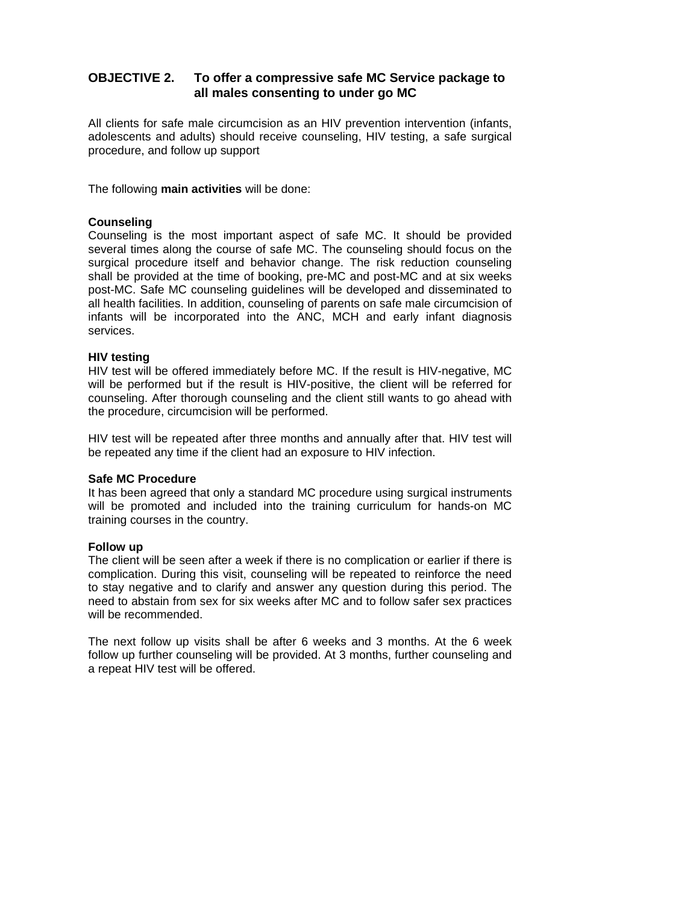## OBJECTIVE 2. To offer a compressive safe MC Service package to all males consenting to under go MC

All clients for safe male circumcision as an HIV prevention intervention (infants, adolescents and adults) should receive counseling, HIV testing, a safe surgical procedure, and follow up support

The following **main activities** will be done:

**Counseling**
Counseling is the most important aspect of safe MC. It should be provided several times along the course of safe MC. The counseling should focus on the surgical procedure itself and behavior change. The risk reduction counseling shall be provided at the time of booking, pre-MC and post-MC and at six weeks post-MC. Safe MC counseling guidelines will be developed and disseminated to all health facilities. In addition, counseling of parents on safe male circumcision of infants will be incorporated into the ANC, MCH and early infant diagnosis services.

**HIV testing**
HIV test will be offered immediately before MC. If the result is HIV-negative, MC will be performed but if the result is HIV-positive, the client will be referred for counseling. After thorough counseling and the client still wants to go ahead with the procedure, circumcision will be performed.

HIV test will be repeated after three months and annually after that. HIV test will be repeated any time if the client had an exposure to HIV infection.

**Safe MC Procedure**
It has been agreed that only a standard MC procedure using surgical instruments will be promoted and included into the training curriculum for hands-on MC training courses in the country.

**Follow up**
The client will be seen after a week if there is no complication or earlier if there is complication. During this visit, counseling will be repeated to reinforce the need to stay negative and to clarify and answer any question during this period. The need to abstain from sex for six weeks after MC and to follow safer sex practices will be recommended.

The next follow up visits shall be after 6 weeks and 3 months. At the 6 week follow up further counseling will be provided. At 3 months, further counseling and a repeat HIV test will be offered.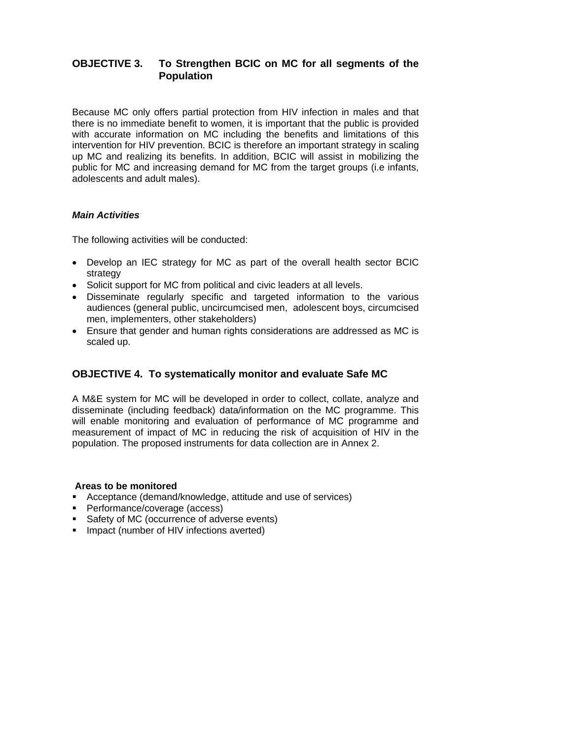## OBJECTIVE 3. To Strengthen BCIC on MC for all segments of the Population

Because MC only offers partial protection from HIV infection in males and that there is no immediate benefit to women, it is important that the public is provided with accurate information on MC including the benefits and limitations of this intervention for HIV prevention. BCIC is therefore an important strategy in scaling up MC and realizing its benefits. In addition, BCIC will assist in mobilizing the public for MC and increasing demand for MC from the target groups (i.e infants, adolescents and adult males).

***Main Activities***

The following activities will be conducted:

- Develop an IEC strategy for MC as part of the overall health sector BCIC strategy
- Solicit support for MC from political and civic leaders at all levels.
- Disseminate regularly specific and targeted information to the various audiences (general public, uncircumcised men, adolescent boys, circumcised men, implementers, other stakeholders)
- Ensure that gender and human rights considerations are addressed as MC is scaled up.

## OBJECTIVE 4. To systematically monitor and evaluate Safe MC

A M&E system for MC will be developed in order to collect, collate, analyze and disseminate (including feedback) data/information on the MC programme. This will enable monitoring and evaluation of performance of MC programme and measurement of impact of MC in reducing the risk of acquisition of HIV in the population. The proposed instruments for data collection are in Annex 2.

**Areas to be monitored**

- Acceptance (demand/knowledge, attitude and use of services)
- Performance/coverage (access)
- Safety of MC (occurrence of adverse events)
- Impact (number of HIV infections averted)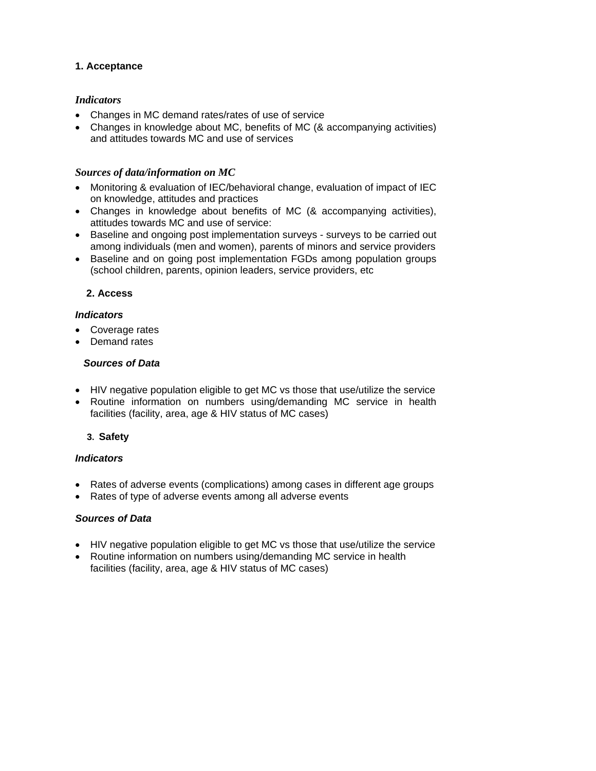### 1. Acceptance

***Indicators***

- Changes in MC demand rates/rates of use of service
- Changes in knowledge about MC, benefits of MC (& accompanying activities) and attitudes towards MC and use of services

***Sources of data/information on MC***

- Monitoring & evaluation of IEC/behavioral change, evaluation of impact of IEC on knowledge, attitudes and practices
- Changes in knowledge about benefits of MC (& accompanying activities), attitudes towards MC and use of service:
- Baseline and ongoing post implementation surveys - surveys to be carried out among individuals (men and women), parents of minors and service providers
- Baseline and on going post implementation FGDs among population groups (school children, parents, opinion leaders, service providers, etc

### 2. Access

***Indicators***

- Coverage rates
- Demand rates

***Sources of Data***

- HIV negative population eligible to get MC vs those that use/utilize the service
- Routine information on numbers using/demanding MC service in health facilities (facility, area, age & HIV status of MC cases)

### 3. Safety

***Indicators***

- Rates of adverse events (complications) among cases in different age groups
- Rates of type of adverse events among all adverse events

***Sources of Data***

- HIV negative population eligible to get MC vs those that use/utilize the service
- Routine information on numbers using/demanding MC service in health facilities (facility, area, age & HIV status of MC cases)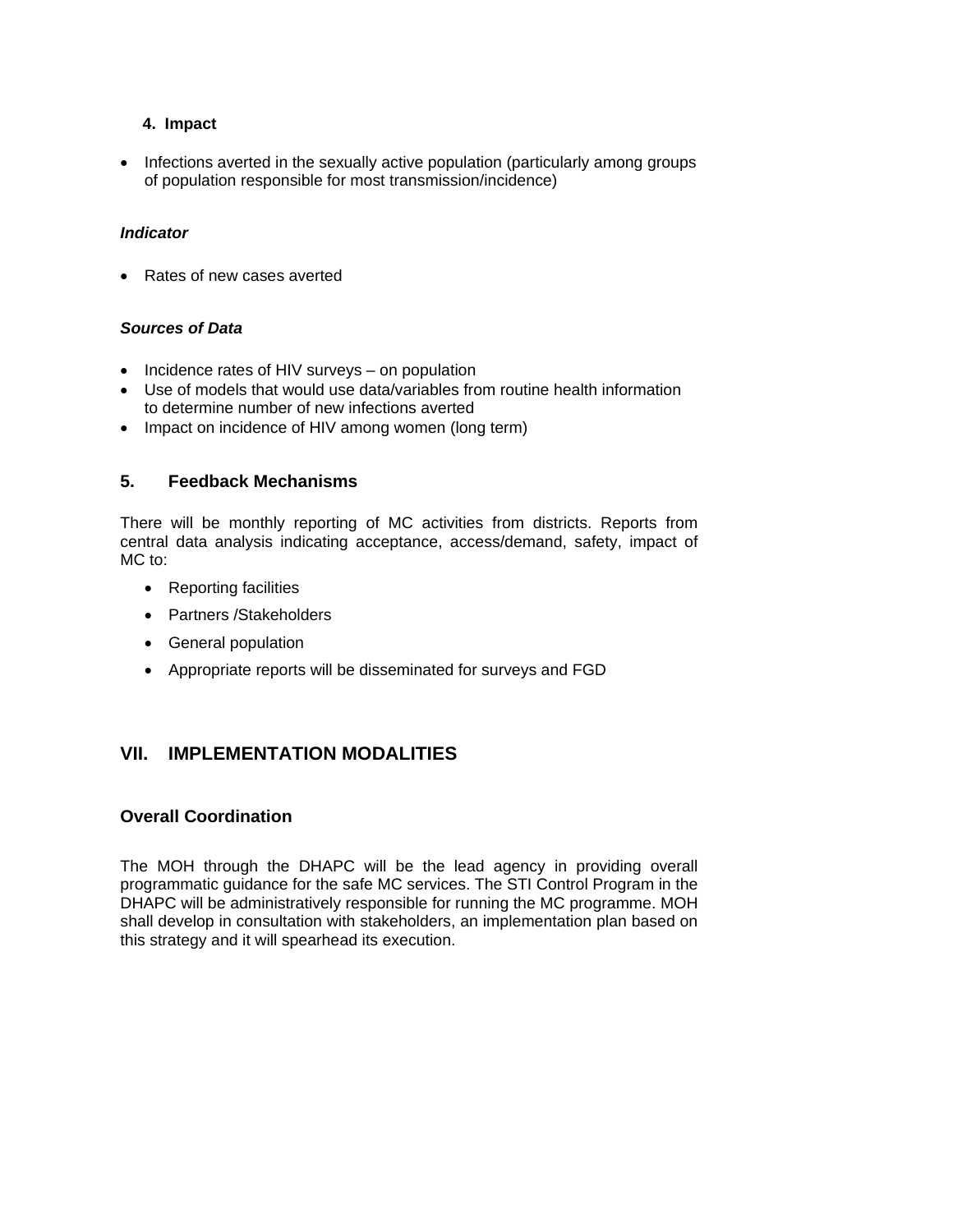### 4. Impact

- Infections averted in the sexually active population (particularly among groups of population responsible for most transmission/incidence)

***Indicator***

- Rates of new cases averted

***Sources of Data***

- Incidence rates of HIV surveys – on population
- Use of models that would use data/variables from routine health information to determine number of new infections averted
- Impact on incidence of HIV among women (long term)

### 5. Feedback Mechanisms

There will be monthly reporting of MC activities from districts. Reports from central data analysis indicating acceptance, access/demand, safety, impact of MC to:

- Reporting facilities
- Partners /Stakeholders
- General population
- Appropriate reports will be disseminated for surveys and FGD

## VII. IMPLEMENTATION MODALITIES

### Overall Coordination

The MOH through the DHAPC will be the lead agency in providing overall programmatic guidance for the safe MC services. The STI Control Program in the DHAPC will be administratively responsible for running the MC programme. MOH shall develop in consultation with stakeholders, an implementation plan based on this strategy and it will spearhead its execution.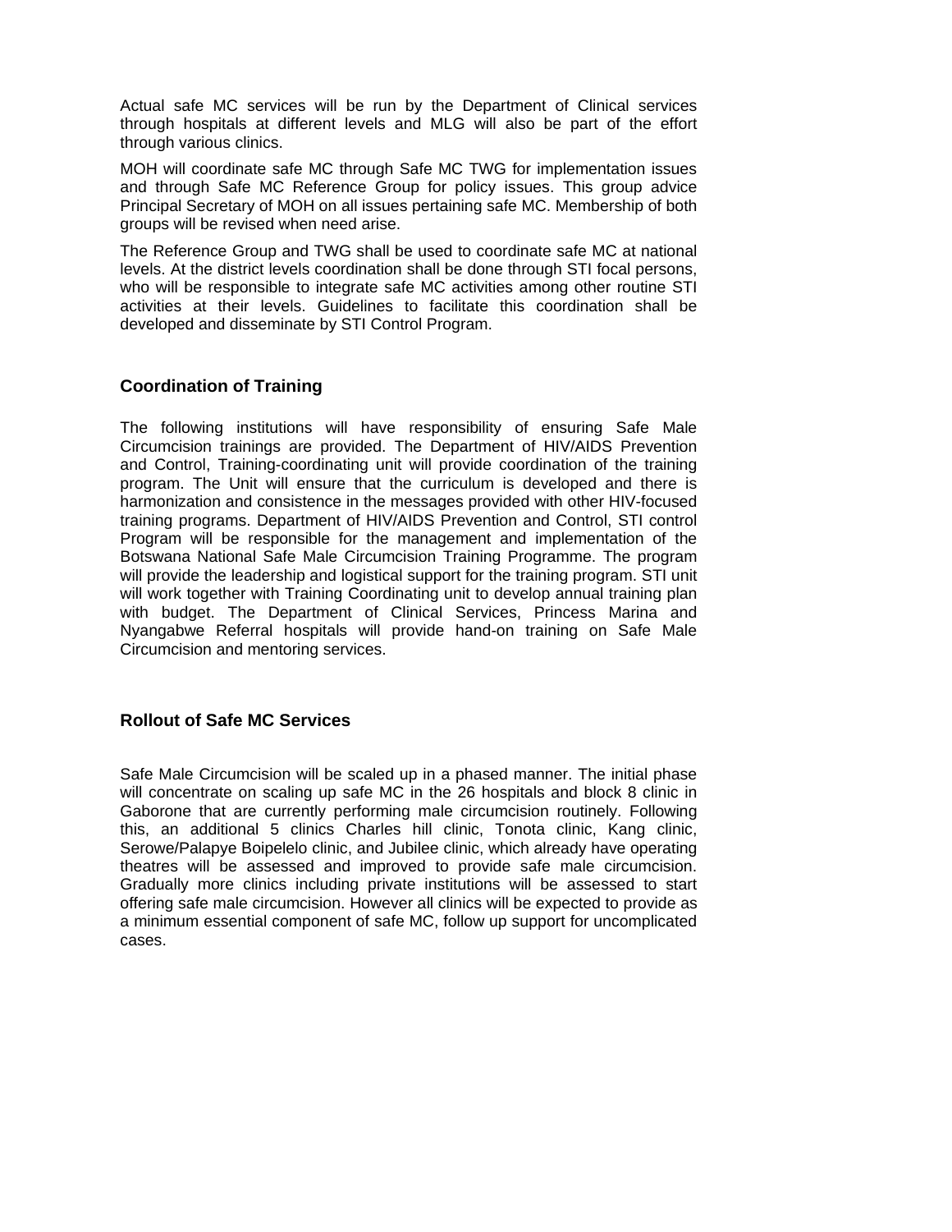Actual safe MC services will be run by the Department of Clinical services through hospitals at different levels and MLG will also be part of the effort through various clinics.

MOH will coordinate safe MC through Safe MC TWG for implementation issues and through Safe MC Reference Group for policy issues. This group advice Principal Secretary of MOH on all issues pertaining safe MC. Membership of both groups will be revised when need arise.

The Reference Group and TWG shall be used to coordinate safe MC at national levels. At the district levels coordination shall be done through STI focal persons, who will be responsible to integrate safe MC activities among other routine STI activities at their levels. Guidelines to facilitate this coordination shall be developed and disseminate by STI Control Program.

## Coordination of Training

The following institutions will have responsibility of ensuring Safe Male Circumcision trainings are provided. The Department of HIV/AIDS Prevention and Control, Training-coordinating unit will provide coordination of the training program. The Unit will ensure that the curriculum is developed and there is harmonization and consistence in the messages provided with other HIV-focused training programs. Department of HIV/AIDS Prevention and Control, STI control Program will be responsible for the management and implementation of the Botswana National Safe Male Circumcision Training Programme. The program will provide the leadership and logistical support for the training program. STI unit will work together with Training Coordinating unit to develop annual training plan with budget. The Department of Clinical Services, Princess Marina and Nyangabwe Referral hospitals will provide hand-on training on Safe Male Circumcision and mentoring services.

## Rollout of Safe MC Services

Safe Male Circumcision will be scaled up in a phased manner. The initial phase will concentrate on scaling up safe MC in the 26 hospitals and block 8 clinic in Gaborone that are currently performing male circumcision routinely. Following this, an additional 5 clinics Charles hill clinic, Tonota clinic, Kang clinic, Serowe/Palapye Boipelelo clinic, and Jubilee clinic, which already have operating theatres will be assessed and improved to provide safe male circumcision. Gradually more clinics including private institutions will be assessed to start offering safe male circumcision. However all clinics will be expected to provide as a minimum essential component of safe MC, follow up support for uncomplicated cases.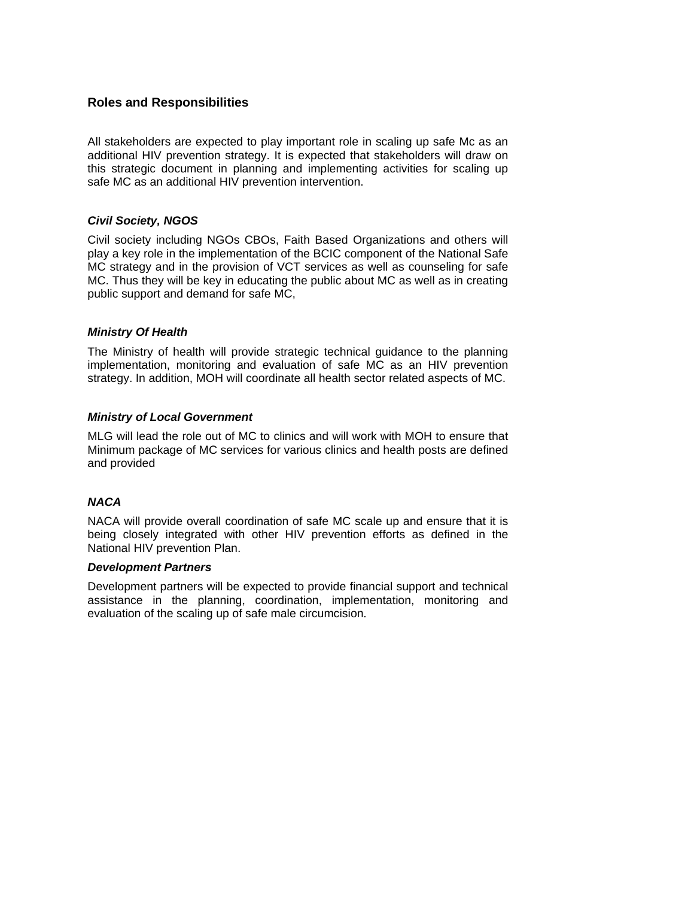## Roles and Responsibilities

All stakeholders are expected to play important role in scaling up safe Mc as an additional HIV prevention strategy. It is expected that stakeholders will draw on this strategic document in planning and implementing activities for scaling up safe MC as an additional HIV prevention intervention.

### *Civil Society, NGOS*

Civil society including NGOs CBOs, Faith Based Organizations and others will play a key role in the implementation of the BCIC component of the National Safe MC strategy and in the provision of VCT services as well as counseling for safe MC. Thus they will be key in educating the public about MC as well as in creating public support and demand for safe MC,

### *Ministry Of Health*

The Ministry of health will provide strategic technical guidance to the planning implementation, monitoring and evaluation of safe MC as an HIV prevention strategy. In addition, MOH will coordinate all health sector related aspects of MC.

### *Ministry of Local Government*

MLG will lead the role out of MC to clinics and will work with MOH to ensure that Minimum package of MC services for various clinics and health posts are defined and provided

### *NACA*

NACA will provide overall coordination of safe MC scale up and ensure that it is being closely integrated with other HIV prevention efforts as defined in the National HIV prevention Plan.

### *Development Partners*

Development partners will be expected to provide financial support and technical assistance in the planning, coordination, implementation, monitoring and evaluation of the scaling up of safe male circumcision.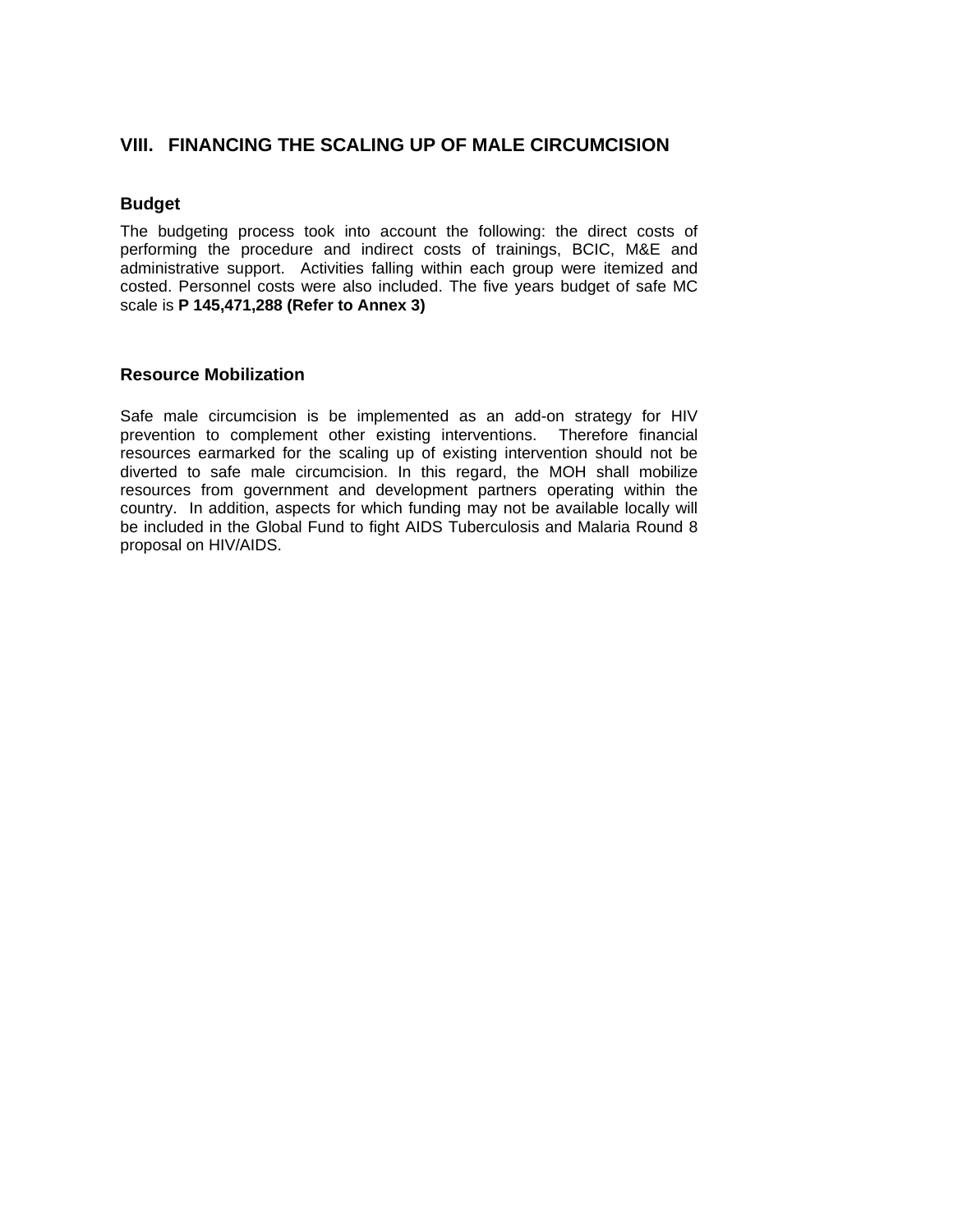## VIII. FINANCING THE SCALING UP OF MALE CIRCUMCISION

### Budget

The budgeting process took into account the following: the direct costs of performing the procedure and indirect costs of trainings, BCIC, M&E and administrative support. Activities falling within each group were itemized and costed. Personnel costs were also included. The five years budget of safe MC scale is **P 145,471,288 (Refer to Annex 3)**

### Resource Mobilization

Safe male circumcision is be implemented as an add-on strategy for HIV prevention to complement other existing interventions. Therefore financial resources earmarked for the scaling up of existing intervention should not be diverted to safe male circumcision. In this regard, the MOH shall mobilize resources from government and development partners operating within the country. In addition, aspects for which funding may not be available locally will be included in the Global Fund to fight AIDS Tuberculosis and Malaria Round 8 proposal on HIV/AIDS.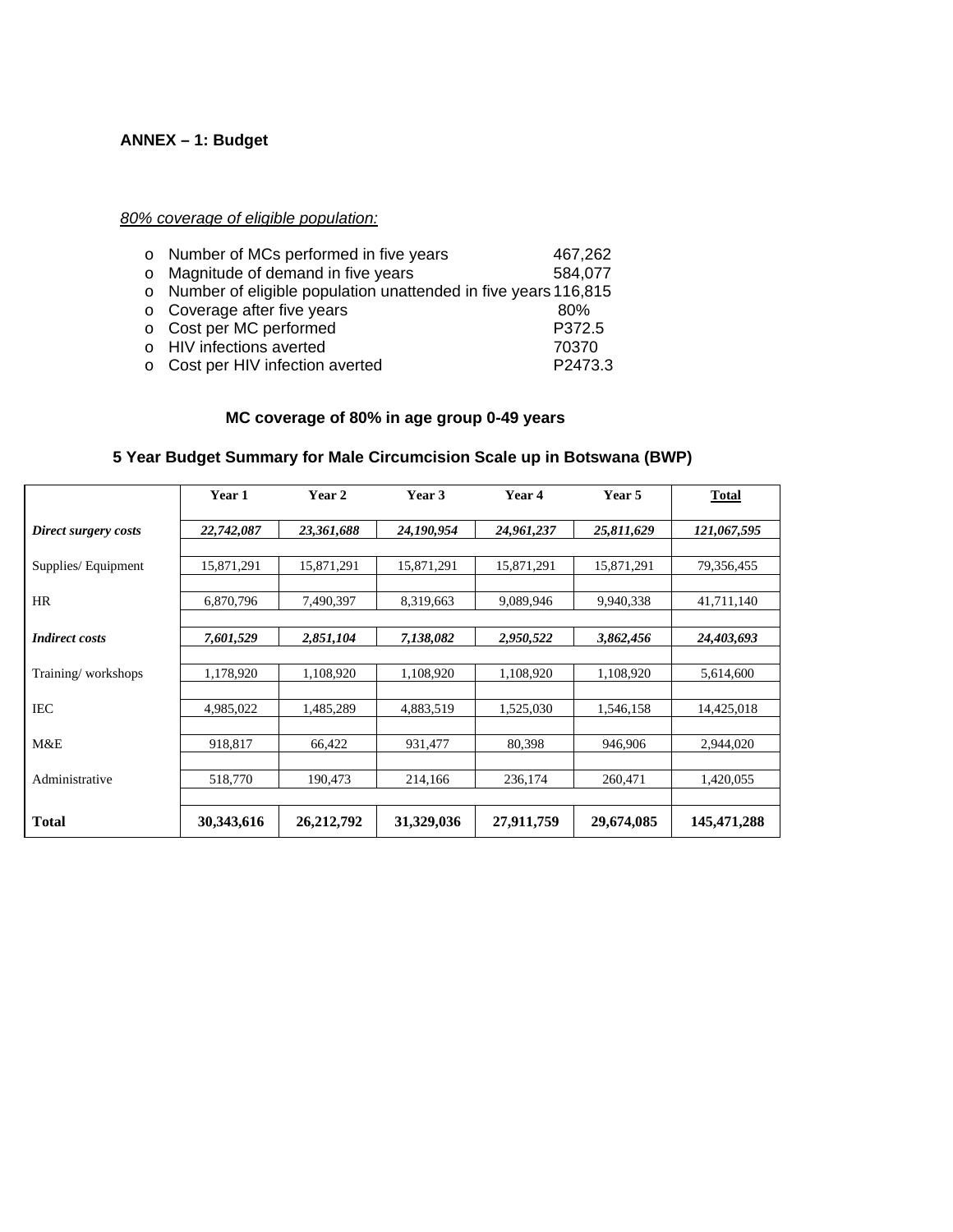**ANNEX – 1: Budget**

*80% coverage of eligible population:*

- Number of MCs performed in five years 467,262
- Magnitude of demand in five years 584,077
- Number of eligible population unattended in five years 116,815
- Coverage after five years 80%
- Cost per MC performed P372.5
- HIV infections averted 70370
- Cost per HIV infection averted P2473.3

**MC coverage of 80% in age group 0-49 years**

**5 Year Budget Summary for Male Circumcision Scale up in Botswana (BWP)**

| | Year 1 | Year 2 | Year 3 | Year 4 | Year 5 | Total |
|---|---|---|---|---|---|---|
| ***Direct surgery costs*** | ***22,742,087*** | ***23,361,688*** | ***24,190,954*** | ***24,961,237*** | ***25,811,629*** | ***121,067,595*** |
| Supplies/ Equipment | 15,871,291 | 15,871,291 | 15,871,291 | 15,871,291 | 15,871,291 | 79,356,455 |
| HR | 6,870,796 | 7,490,397 | 8,319,663 | 9,089,946 | 9,940,338 | 41,711,140 |
| ***Indirect costs*** | ***7,601,529*** | ***2,851,104*** | ***7,138,082*** | ***2,950,522*** | ***3,862,456*** | ***24,403,693*** |
| Training/ workshops | 1,178,920 | 1,108,920 | 1,108,920 | 1,108,920 | 1,108,920 | 5,614,600 |
| IEC | 4,985,022 | 1,485,289 | 4,883,519 | 1,525,030 | 1,546,158 | 14,425,018 |
| M&E | 918,817 | 66,422 | 931,477 | 80,398 | 946,906 | 2,944,020 |
| Administrative | 518,770 | 190,473 | 214,166 | 236,174 | 260,471 | 1,420,055 |
| **Total** | **30,343,616** | **26,212,792** | **31,329,036** | **27,911,759** | **29,674,085** | **145,471,288** |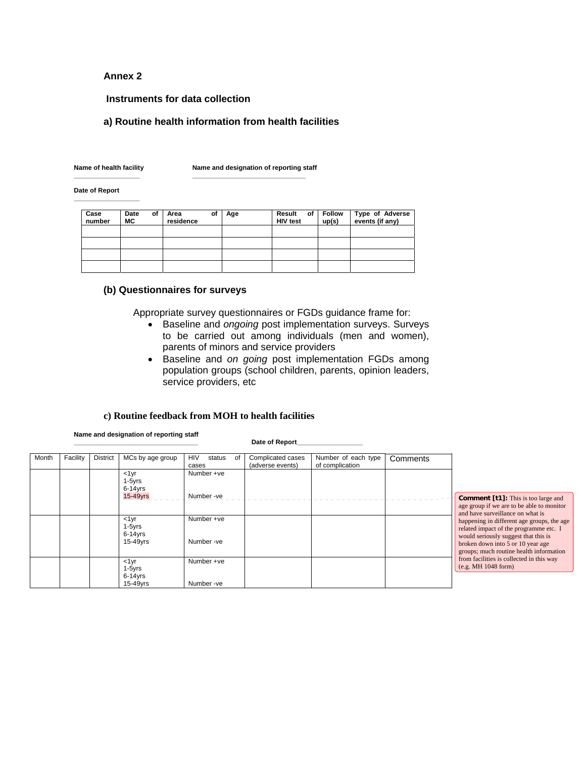**Annex 2**

**Instruments for data collection**

### a) Routine health information from health facilities

**Name of health facility** ________________ **Name and designation of reporting staff** ____________________________

**Date of Report** ________________

| Case number | Date of MC | Area of residence | Age | Result of HIV test | Follow up(s) | Type of Adverse events (if any) |
|---|---|---|---|---|---|---|
| | | | | | | |
| | | | | | | |
| | | | | | | |
| | | | | | | |

### (b) Questionnaires for surveys

Appropriate survey questionnaires or FGDs guidance frame for:

- Baseline and *ongoing* post implementation surveys. Surveys to be carried out among individuals (men and women), parents of minors and service providers
- Baseline and *on going* post implementation FGDs among population groups (school children, parents, opinion leaders, service providers, etc

### c) Routine feedback from MOH to health facilities

**Name and designation of reporting staff** ______________________________ **Date of Report**__________________

| Month | Facility | District | MCs by age group | HIV status of cases | Complicated cases (adverse events) | Number of each type of complication | Comments |
|---|---|---|---|---|---|---|---|
| | | | <1yr<br>1-5yrs<br>6-14yrs<br>15-49yrs | Number +ve<br><br>Number -ve | | | |
| | | | <1yr<br>1-5yrs<br>6-14yrs<br>15-49yrs | Number +ve<br><br>Number -ve | | | |
| | | | <1yr<br>1-5yrs<br>6-14yrs<br>15-49yrs | Number +ve<br><br>Number -ve | | | |

**Comment [t1]:** This is too large and age group if we are to be able to monitor and have surveillance on what is happening in different age groups, the age related impact of the programme etc. I would seriously suggest that this is broken down into 5 or 10 year age groups; much routine health information from facilities is collected in this way (e.g. MH 1048 form)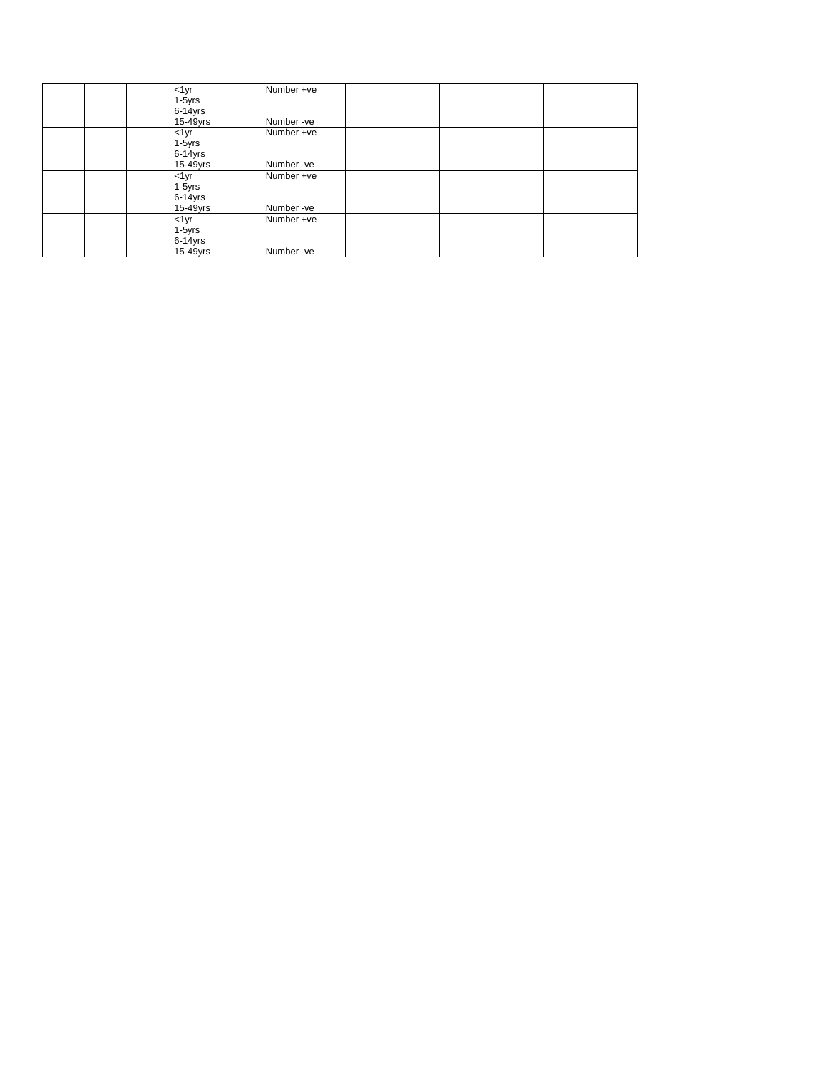| | | | | | | | |
|---|---|---|---|---|---|---|---|
| | | | <1yr<br>1-5yrs<br>6-14yrs<br>15-49yrs | Number +ve<br><br><br>Number -ve | | | |
| | | | <1yr<br>1-5yrs<br>6-14yrs<br>15-49yrs | Number +ve<br><br><br>Number -ve | | | |
| | | | <1yr<br>1-5yrs<br>6-14yrs<br>15-49yrs | Number +ve<br><br><br>Number -ve | | | |
| | | | <1yr<br>1-5yrs<br>6-14yrs<br>15-49yrs | Number +ve<br><br><br>Number -ve | | | |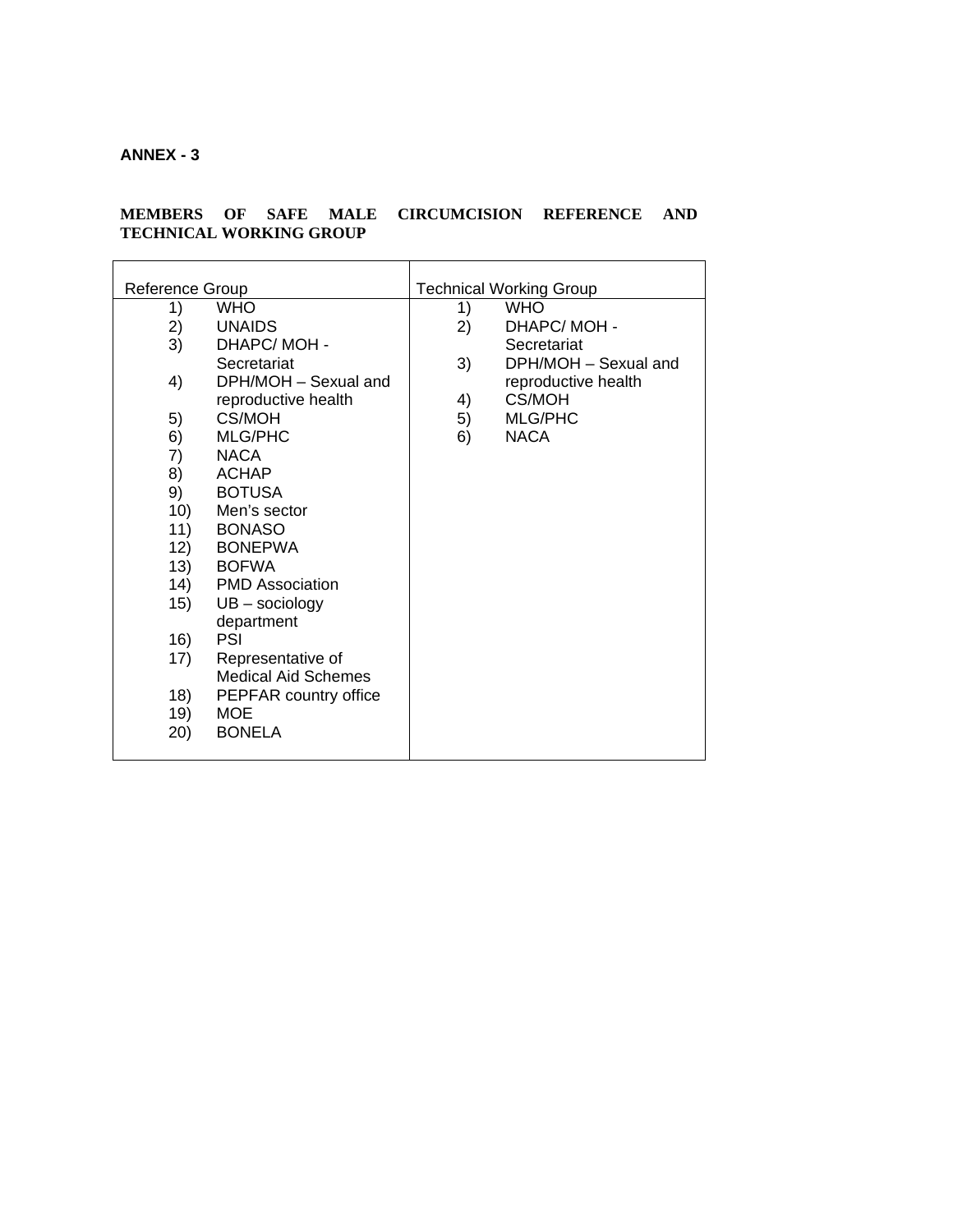**ANNEX - 3**

**MEMBERS OF SAFE MALE CIRCUMCISION REFERENCE AND TECHNICAL WORKING GROUP**

| Reference Group | Technical Working Group |
|---|---|
| 1) WHO | 1) WHO |
| 2) UNAIDS | 2) DHAPC/ MOH - Secretariat |
| 3) DHAPC/ MOH - Secretariat | 3) DPH/MOH – Sexual and reproductive health |
| 4) DPH/MOH – Sexual and reproductive health | 4) CS/MOH |
| 5) CS/MOH | 5) MLG/PHC |
| 6) MLG/PHC | 6) NACA |
| 7) NACA | |
| 8) ACHAP | |
| 9) BOTUSA | |
| 10) Men's sector | |
| 11) BONASO | |
| 12) BONEPWA | |
| 13) BOFWA | |
| 14) PMD Association | |
| 15) UB – sociology department | |
| 16) PSI | |
| 17) Representative of Medical Aid Schemes | |
| 18) PEPFAR country office | |
| 19) MOE | |
| 20) BONELA | |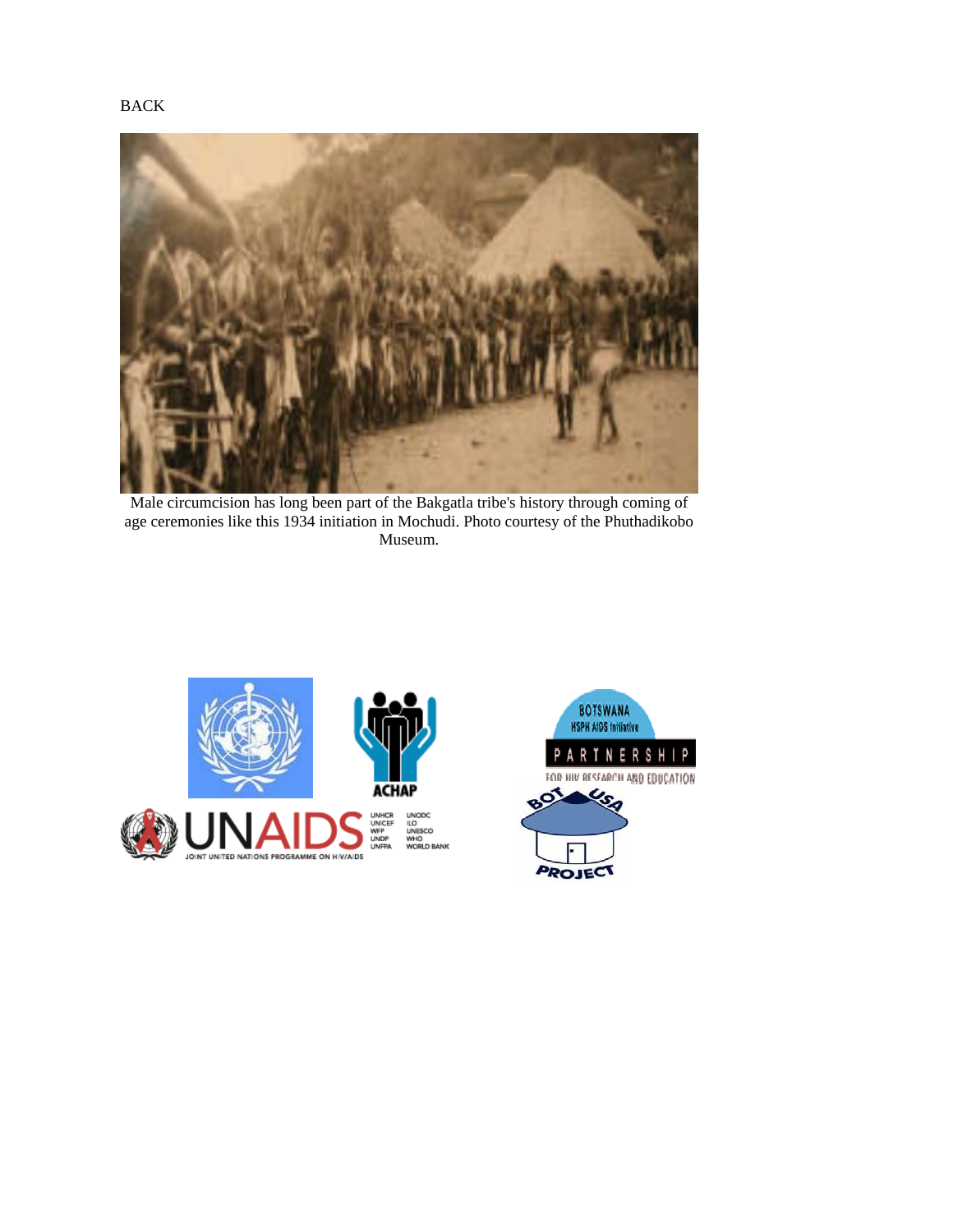BACK

Male circumcision has long been part of the Bakgatla tribe's history through coming of age ceremonies like this 1934 initiation in Mochudi. Photo courtesy of the Phuthadikobo Museum.